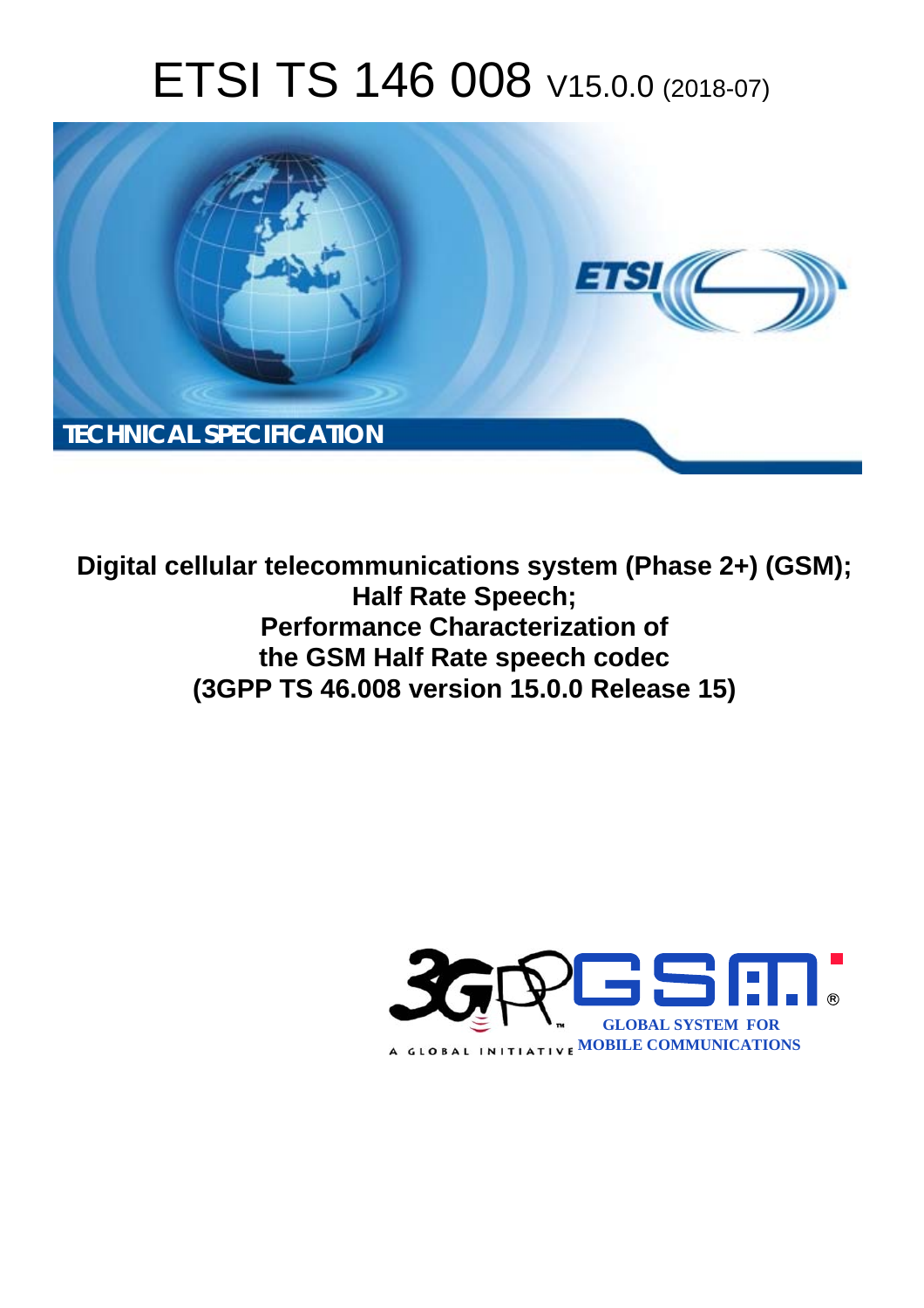# ETSI TS 146 008 V15.0.0 (2018-07)

**TECHNICAL SPECIFICATION**

**Digital cellular telecommunications system (Phase 2+) (GSM); Half Rate Speech; Performance Characterization of the GSM Half Rate speech codec (3GPP TS 46.008 version 15.0.0 Release 15)**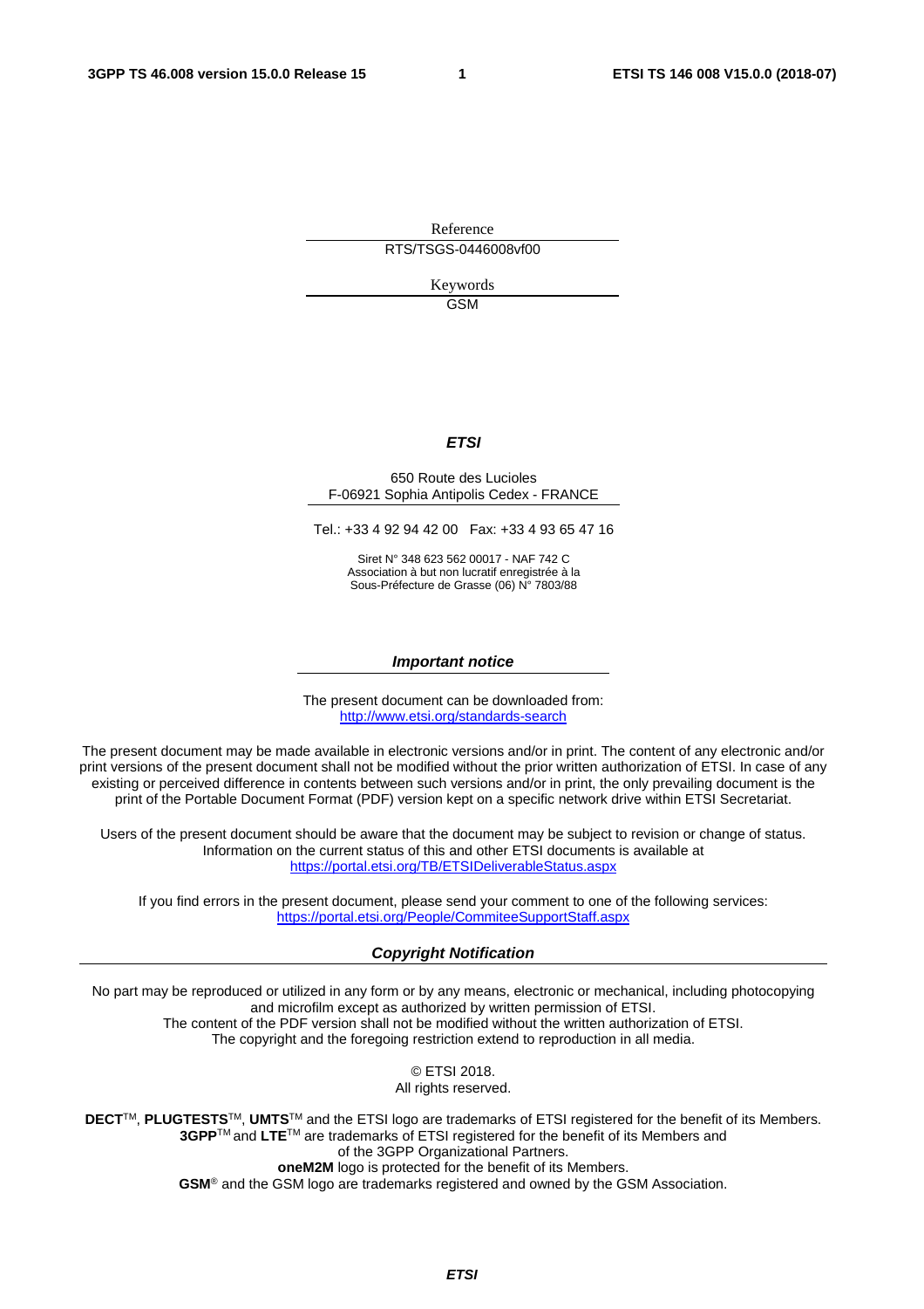Reference

RTS/TSGS-0446008vf00

Keywords

GSM

***ETSI***

650 Route des Lucioles
F-06921 Sophia Antipolis Cedex - FRANCE

Tel.: +33 4 92 94 42 00 Fax: +33 4 93 65 47 16

Siret N° 348 623 562 00017 - NAF 742 C
Association à but non lucratif enregistrée à la
Sous-Préfecture de Grasse (06) N° 7803/88

***Important notice***

The present document can be downloaded from:
http://www.etsi.org/standards-search

The present document may be made available in electronic versions and/or in print. The content of any electronic and/or print versions of the present document shall not be modified without the prior written authorization of ETSI. In case of any existing or perceived difference in contents between such versions and/or in print, the only prevailing document is the print of the Portable Document Format (PDF) version kept on a specific network drive within ETSI Secretariat.

Users of the present document should be aware that the document may be subject to revision or change of status. Information on the current status of this and other ETSI documents is available at
https://portal.etsi.org/TB/ETSIDeliverableStatus.aspx

If you find errors in the present document, please send your comment to one of the following services:
https://portal.etsi.org/People/CommiteeSupportStaff.aspx

***Copyright Notification***

No part may be reproduced or utilized in any form or by any means, electronic or mechanical, including photocopying and microfilm except as authorized by written permission of ETSI.
The content of the PDF version shall not be modified without the written authorization of ETSI.
The copyright and the foregoing restriction extend to reproduction in all media.

© ETSI 2018.
All rights reserved.

**DECT**™, **PLUGTESTS**™, **UMTS**™ and the ETSI logo are trademarks of ETSI registered for the benefit of its Members.
**3GPP**™ and **LTE**™ are trademarks of ETSI registered for the benefit of its Members and of the 3GPP Organizational Partners.
**oneM2M** logo is protected for the benefit of its Members.
**GSM**® and the GSM logo are trademarks registered and owned by the GSM Association.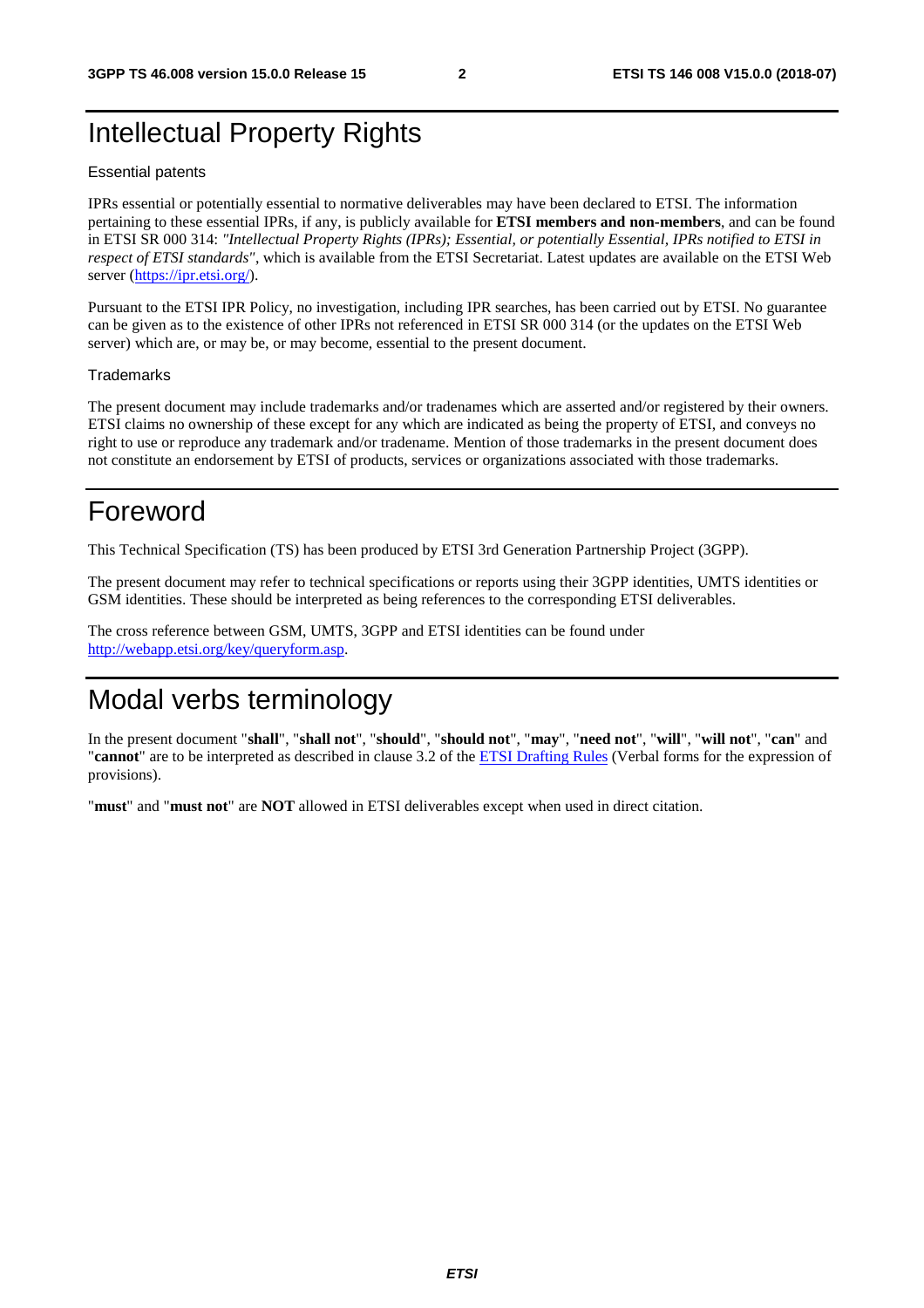# Intellectual Property Rights

Essential patents

IPRs essential or potentially essential to normative deliverables may have been declared to ETSI. The information pertaining to these essential IPRs, if any, is publicly available for **ETSI members and non-members**, and can be found in ETSI SR 000 314: *"Intellectual Property Rights (IPRs); Essential, or potentially Essential, IPRs notified to ETSI in respect of ETSI standards"*, which is available from the ETSI Secretariat. Latest updates are available on the ETSI Web server (https://ipr.etsi.org/).

Pursuant to the ETSI IPR Policy, no investigation, including IPR searches, has been carried out by ETSI. No guarantee can be given as to the existence of other IPRs not referenced in ETSI SR 000 314 (or the updates on the ETSI Web server) which are, or may be, or may become, essential to the present document.

Trademarks

The present document may include trademarks and/or tradenames which are asserted and/or registered by their owners. ETSI claims no ownership of these except for any which are indicated as being the property of ETSI, and conveys no right to use or reproduce any trademark and/or tradename. Mention of those trademarks in the present document does not constitute an endorsement by ETSI of products, services or organizations associated with those trademarks.

# Foreword

This Technical Specification (TS) has been produced by ETSI 3rd Generation Partnership Project (3GPP).

The present document may refer to technical specifications or reports using their 3GPP identities, UMTS identities or GSM identities. These should be interpreted as being references to the corresponding ETSI deliverables.

The cross reference between GSM, UMTS, 3GPP and ETSI identities can be found under http://webapp.etsi.org/key/queryform.asp.

# Modal verbs terminology

In the present document "**shall**", "**shall not**", "**should**", "**should not**", "**may**", "**need not**", "**will**", "**will not**", "**can**" and "**cannot**" are to be interpreted as described in clause 3.2 of the ETSI Drafting Rules (Verbal forms for the expression of provisions).

"**must**" and "**must not**" are **NOT** allowed in ETSI deliverables except when used in direct citation.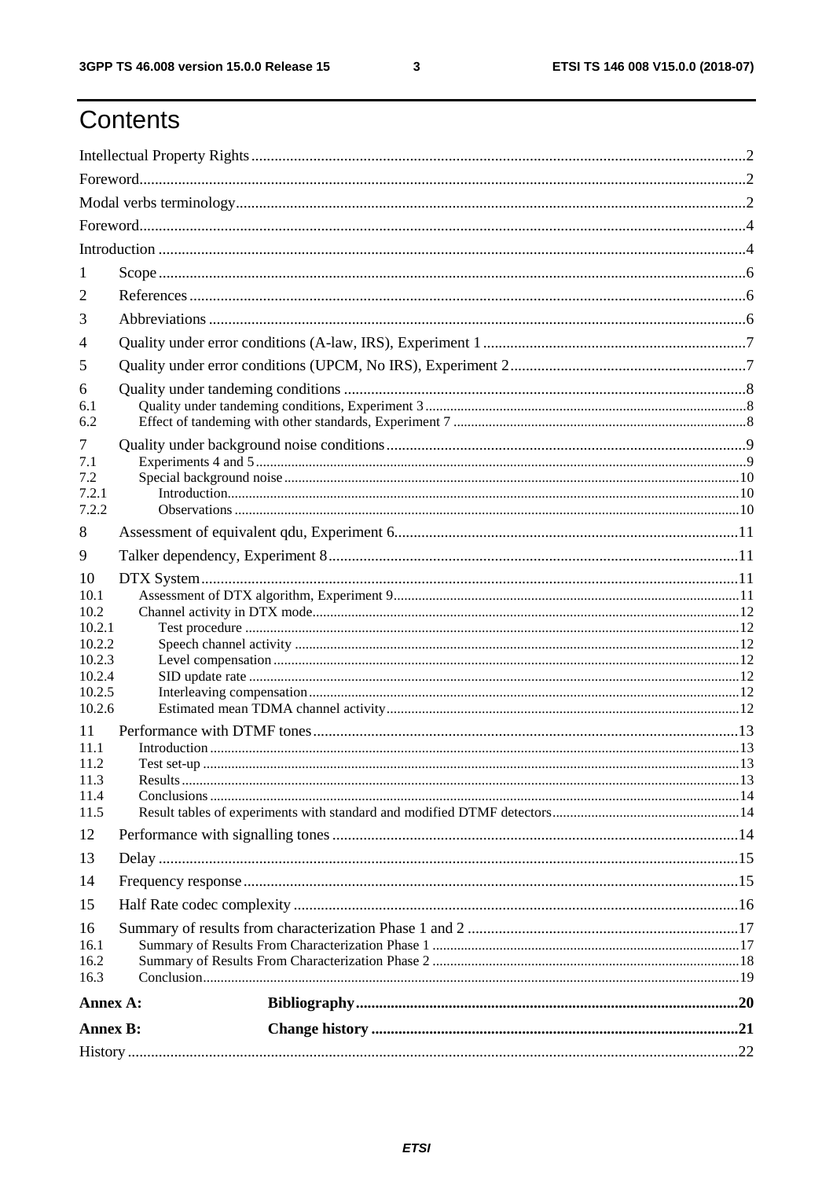# Contents

Intellectual Property Rights ........ 2
Foreword ........ 2
Modal verbs terminology ........ 2
Foreword ........ 4
Introduction ........ 4

1 Scope ........ 6
2 References ........ 6
3 Abbreviations ........ 6
4 Quality under error conditions (A-law, IRS), Experiment 1 ........ 7
5 Quality under error conditions (UPCM, No IRS), Experiment 2 ........ 7
6 Quality under tandeming conditions ........ 8
6.1 Quality under tandeming conditions, Experiment 3 ........ 8
6.2 Effect of tandeming with other standards, Experiment 7 ........ 8
7 Quality under background noise conditions ........ 9
7.1 Experiments 4 and 5 ........ 9
7.2 Special background noise ........ 10
7.2.1 Introduction ........ 10
7.2.2 Observations ........ 10
8 Assessment of equivalent qdu, Experiment 6 ........ 11
9 Talker dependency, Experiment 8 ........ 11
10 DTX System ........ 11
10.1 Assessment of DTX algorithm, Experiment 9 ........ 11
10.2 Channel activity in DTX mode ........ 12
10.2.1 Test procedure ........ 12
10.2.2 Speech channel activity ........ 12
10.2.3 Level compensation ........ 12
10.2.4 SID update rate ........ 12
10.2.5 Interleaving compensation ........ 12
10.2.6 Estimated mean TDMA channel activity ........ 12
11 Performance with DTMF tones ........ 13
11.1 Introduction ........ 13
11.2 Test set-up ........ 13
11.3 Results ........ 13
11.4 Conclusions ........ 14
11.5 Result tables of experiments with standard and modified DTMF detectors ........ 14
12 Performance with signalling tones ........ 14
13 Delay ........ 15
14 Frequency response ........ 15
15 Half Rate codec complexity ........ 16
16 Summary of results from characterization Phase 1 and 2 ........ 17
16.1 Summary of Results From Characterization Phase 1 ........ 17
16.2 Summary of Results From Characterization Phase 2 ........ 18
16.3 Conclusion ........ 19

**Annex A: Bibliography** ........ 20

**Annex B: Change history** ........ 21

History ........ 22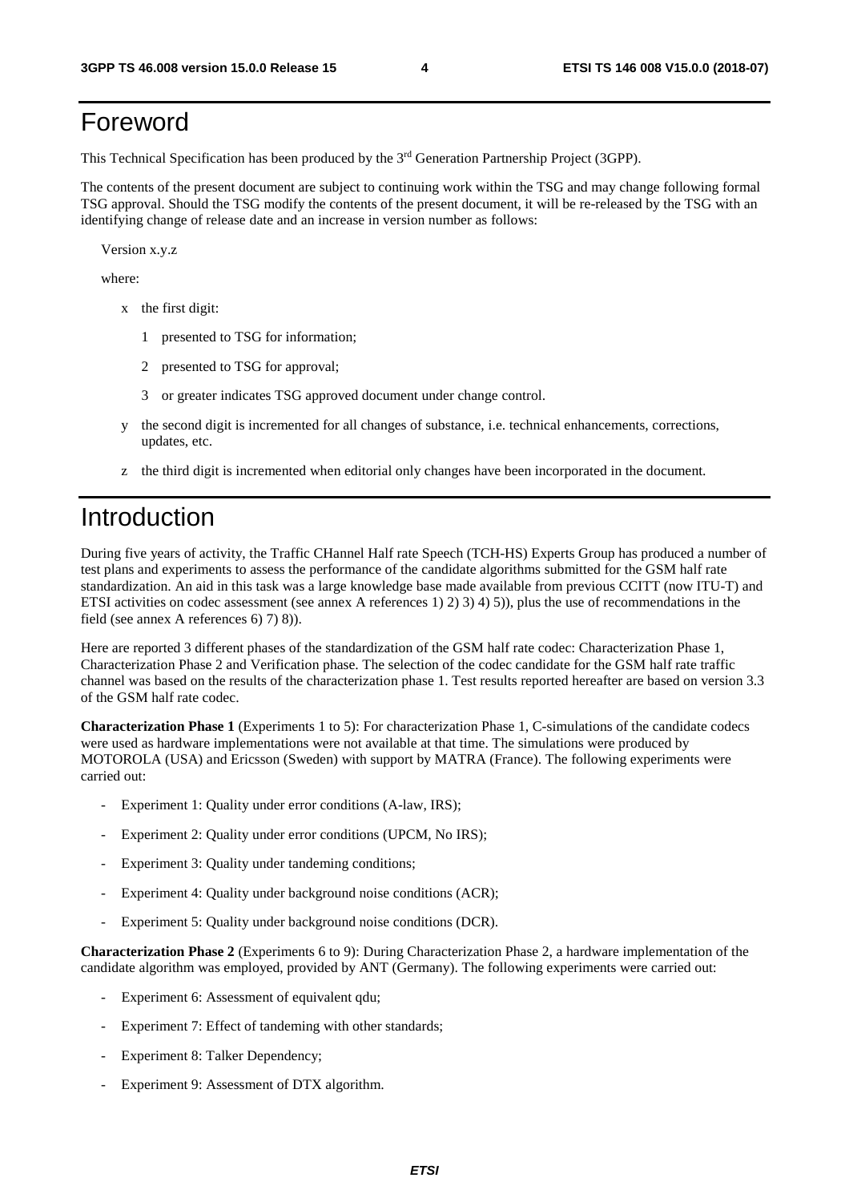# Foreword

This Technical Specification has been produced by the 3rd Generation Partnership Project (3GPP).

The contents of the present document are subject to continuing work within the TSG and may change following formal TSG approval. Should the TSG modify the contents of the present document, it will be re-released by the TSG with an identifying change of release date and an increase in version number as follows:

Version x.y.z

where:

- x the first digit:
  - 1 presented to TSG for information;
  - 2 presented to TSG for approval;
  - 3 or greater indicates TSG approved document under change control.
- y the second digit is incremented for all changes of substance, i.e. technical enhancements, corrections, updates, etc.
- z the third digit is incremented when editorial only changes have been incorporated in the document.

# Introduction

During five years of activity, the Traffic CHannel Half rate Speech (TCH-HS) Experts Group has produced a number of test plans and experiments to assess the performance of the candidate algorithms submitted for the GSM half rate standardization. An aid in this task was a large knowledge base made available from previous CCITT (now ITU-T) and ETSI activities on codec assessment (see annex A references 1) 2) 3) 4) 5)), plus the use of recommendations in the field (see annex A references 6) 7) 8)).

Here are reported 3 different phases of the standardization of the GSM half rate codec: Characterization Phase 1, Characterization Phase 2 and Verification phase. The selection of the codec candidate for the GSM half rate traffic channel was based on the results of the characterization phase 1. Test results reported hereafter are based on version 3.3 of the GSM half rate codec.

**Characterization Phase 1** (Experiments 1 to 5): For characterization Phase 1, C-simulations of the candidate codecs were used as hardware implementations were not available at that time. The simulations were produced by MOTOROLA (USA) and Ericsson (Sweden) with support by MATRA (France). The following experiments were carried out:

- Experiment 1: Quality under error conditions (A-law, IRS);
- Experiment 2: Quality under error conditions (UPCM, No IRS);
- Experiment 3: Quality under tandeming conditions;
- Experiment 4: Quality under background noise conditions (ACR);
- Experiment 5: Quality under background noise conditions (DCR).

**Characterization Phase 2** (Experiments 6 to 9): During Characterization Phase 2, a hardware implementation of the candidate algorithm was employed, provided by ANT (Germany). The following experiments were carried out:

- Experiment 6: Assessment of equivalent qdu;
- Experiment 7: Effect of tandeming with other standards;
- Experiment 8: Talker Dependency;
- Experiment 9: Assessment of DTX algorithm.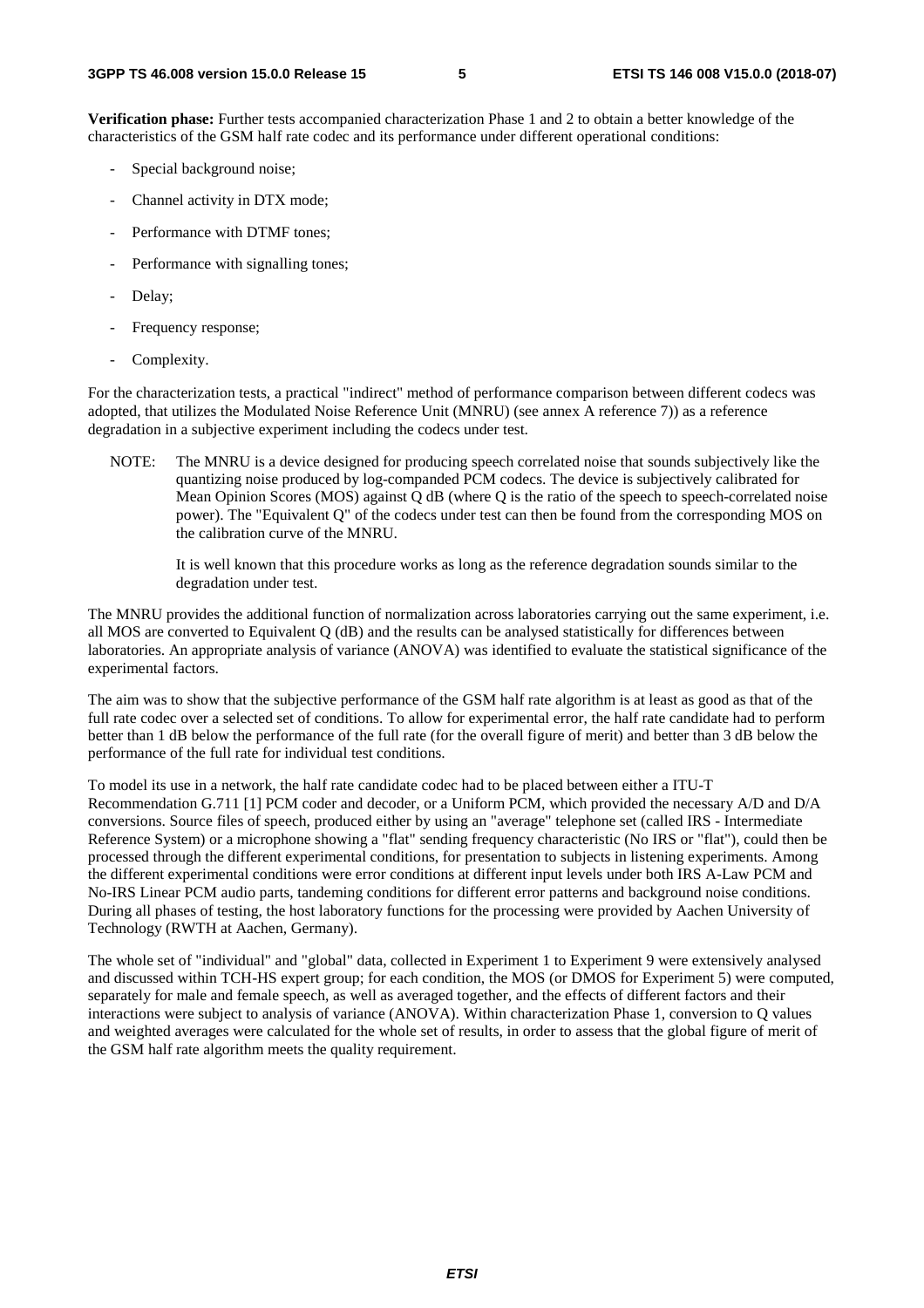**Verification phase:** Further tests accompanied characterization Phase 1 and 2 to obtain a better knowledge of the characteristics of the GSM half rate codec and its performance under different operational conditions:

- Special background noise;
- Channel activity in DTX mode;
- Performance with DTMF tones;
- Performance with signalling tones;
- Delay;
- Frequency response;
- Complexity.

For the characterization tests, a practical "indirect" method of performance comparison between different codecs was adopted, that utilizes the Modulated Noise Reference Unit (MNRU) (see annex A reference 7)) as a reference degradation in a subjective experiment including the codecs under test.

NOTE: The MNRU is a device designed for producing speech correlated noise that sounds subjectively like the quantizing noise produced by log-companded PCM codecs. The device is subjectively calibrated for Mean Opinion Scores (MOS) against Q dB (where Q is the ratio of the speech to speech-correlated nose power). The "Equivalent Q" of the codecs under test can then be found from the corresponding MOS on the calibration curve of the MNRU.

It is well known that this procedure works as long as the reference degradation sounds similar to the degradation under test.

The MNRU provides the additional function of normalization across laboratories carrying out the same experiment, i.e. all MOS are converted to Equivalent Q (dB) and the results can be analysed statistically for differences between laboratories. An appropriate analysis of variance (ANOVA) was identified to evaluate the statistical significance of the experimental factors.

The aim was to show that the subjective performance of the GSM half rate algorithm is at least as good as that of the full rate codec over a selected set of conditions. To allow for experimental error, the half rate candidate had to perform better than 1 dB below the performance of the full rate (for the overall figure of merit) and better than 3 dB below the performance of the full rate for individual test conditions.

To model its use in a network, the half rate candidate codec had to be placed between either a ITU-T Recommendation G.711 [1] PCM coder and decoder, or a Uniform PCM, which provided the necessary A/D and D/A conversions. Source files of speech, produced either by using an "average" telephone set (called IRS - Intermediate Reference System) or a microphone showing a "flat" sending frequency characteristic (No IRS or "flat"), could then be processed through the different experimental conditions, for presentation to subjects in listening experiments. Among the different experimental conditions were error conditions at different input levels under both IRS A-Law PCM and No-IRS Linear PCM audio parts, tandeming conditions for different error patterns and background noise conditions. During all phases of testing, the host laboratory functions for the processing were provided by Aachen University of Technology (RWTH at Aachen, Germany).

The whole set of "individual" and "global" data, collected in Experiment 1 to Experiment 9 were extensively analysed and discussed within TCH-HS expert group; for each condition, the MOS (or DMOS for Experiment 5) were computed, separately for male and female speech, as well as averaged together, and the effects of different factors and their interactions were subject to analysis of variance (ANOVA). Within characterization Phase 1, conversion to Q values and weighted averages were calculated for the whole set of results, in order to assess that the global figure of merit of the GSM half rate algorithm meets the quality requirement.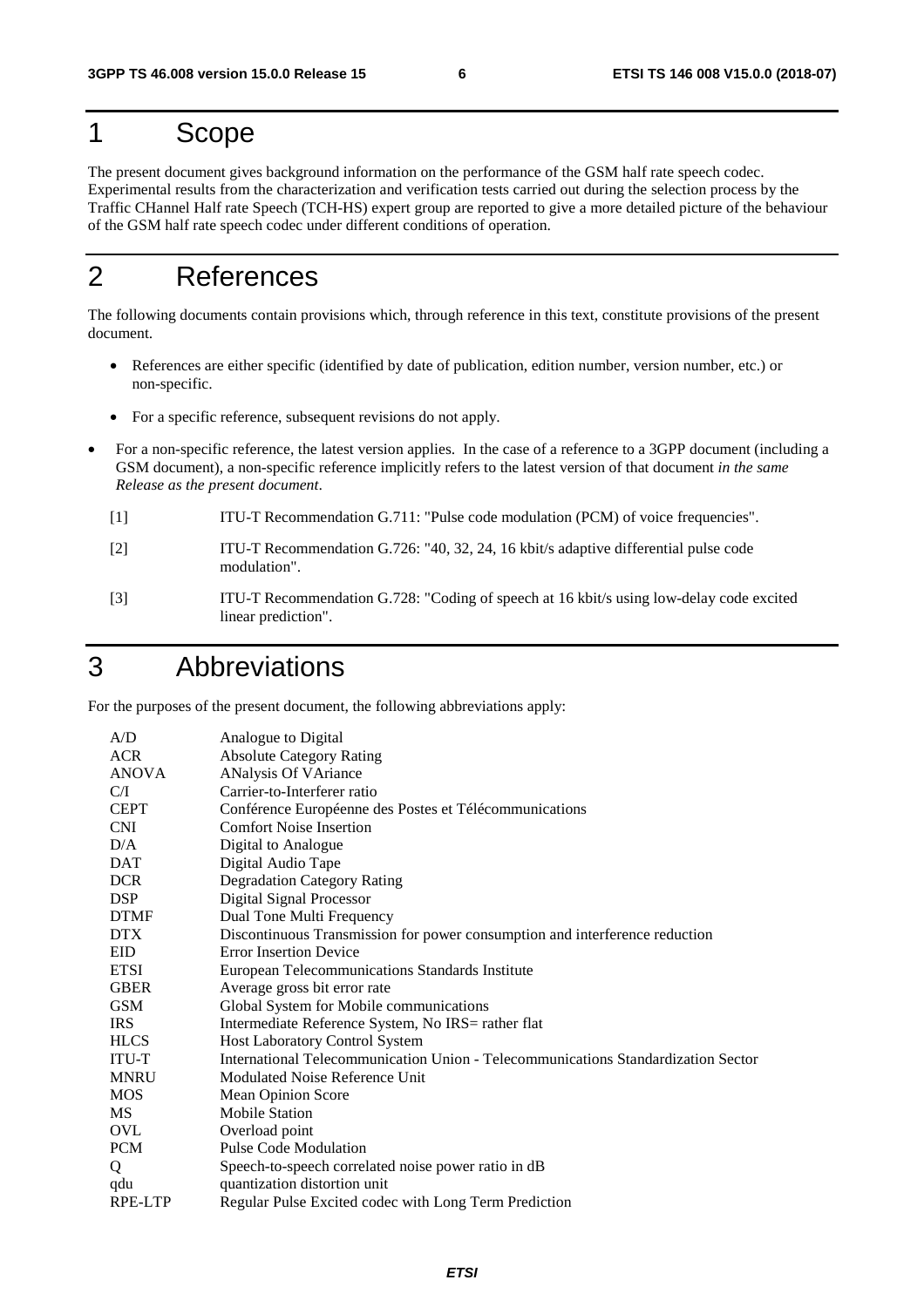# 1 Scope

The present document gives background information on the performance of the GSM half rate speech codec. Experimental results from the characterization and verification tests carried out during the selection process by the Traffic CHannel Half rate Speech (TCH-HS) expert group are reported to give a more detailed picture of the behaviour of the GSM half rate speech codec under different conditions of operation.

# 2 References

The following documents contain provisions which, through reference in this text, constitute provisions of the present document.

- References are either specific (identified by date of publication, edition number, version number, etc.) or non-specific.
- For a specific reference, subsequent revisions do not apply.
- For a non-specific reference, the latest version applies. In the case of a reference to a 3GPP document (including a GSM document), a non-specific reference implicitly refers to the latest version of that document *in the same Release as the present document*.

[1] ITU-T Recommendation G.711: "Pulse code modulation (PCM) of voice frequencies".

[2] ITU-T Recommendation G.726: "40, 32, 24, 16 kbit/s adaptive differential pulse code modulation".

[3] ITU-T Recommendation G.728: "Coding of speech at 16 kbit/s using low-delay code excited linear prediction".

# 3 Abbreviations

For the purposes of the present document, the following abbreviations apply:

| | |
|---|---|
| A/D | Analogue to Digital |
| ACR | Absolute Category Rating |
| ANOVA | ANalysis Of VAriance |
| C/I | Carrier-to-Interferer ratio |
| CEPT | Conférence Européenne des Postes et Télécommunications |
| CNI | Comfort Noise Insertion |
| D/A | Digital to Analogue |
| DAT | Digital Audio Tape |
| DCR | Degradation Category Rating |
| DSP | Digital Signal Processor |
| DTMF | Dual Tone Multi Frequency |
| DTX | Discontinuous Transmission for power consumption and interference reduction |
| EID | Error Insertion Device |
| ETSI | European Telecommunications Standards Institute |
| GBER | Average gross bit error rate |
| GSM | Global System for Mobile communications |
| IRS | Intermediate Reference System, No IRS= rather flat |
| HLCS | Host Laboratory Control System |
| ITU-T | International Telecommunication Union - Telecommunications Standardization Sector |
| MNRU | Modulated Noise Reference Unit |
| MOS | Mean Opinion Score |
| MS | Mobile Station |
| OVL | Overload point |
| PCM | Pulse Code Modulation |
| Q | Speech-to-speech correlated noise power ratio in dB |
| qdu | quantization distortion unit |
| RPE-LTP | Regular Pulse Excited codec with Long Term Prediction |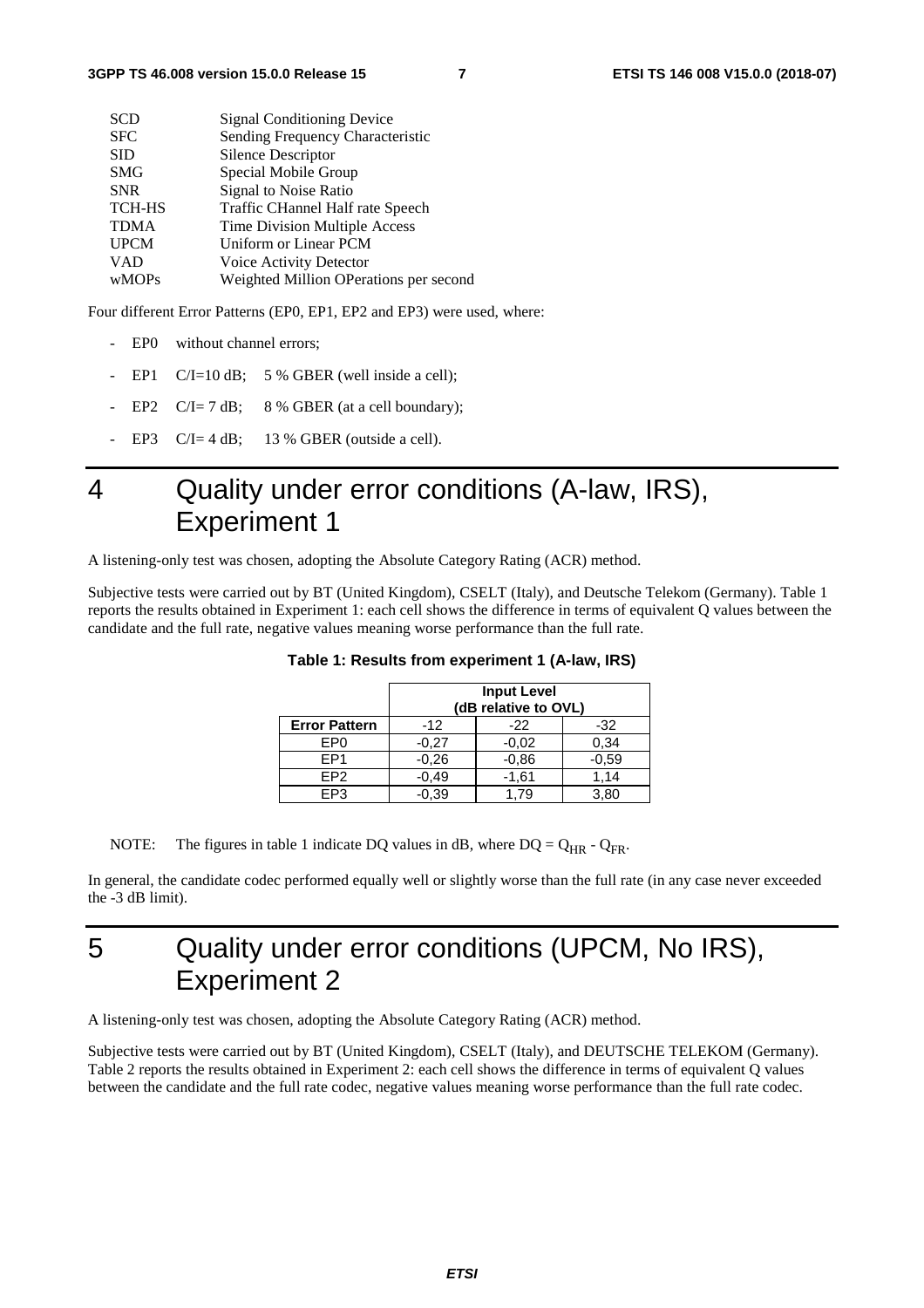| | |
|---|---|
| SCD | Signal Conditioning Device |
| SFC | Sending Frequency Characteristic |
| SID | Silence Descriptor |
| SMG | Special Mobile Group |
| SNR | Signal to Noise Ratio |
| TCH-HS | Traffic CHannel Half rate Speech |
| TDMA | Time Division Multiple Access |
| UPCM | Uniform or Linear PCM |
| VAD | Voice Activity Detector |
| wMOPs | Weighted Million OPerations per second |

Four different Error Patterns (EP0, EP1, EP2 and EP3) were used, where:

- EP0 without channel errors;
- EP1 C/I=10 dB; 5 % GBER (well inside a cell);
- EP2 C/I= 7 dB; 8 % GBER (at a cell boundary);
- EP3 C/I= 4 dB; 13 % GBER (outside a cell).

# 4 Quality under error conditions (A-law, IRS), Experiment 1

A listening-only test was chosen, adopting the Absolute Category Rating (ACR) method.

Subjective tests were carried out by BT (United Kingdom), CSELT (Italy), and Deutsche Telekom (Germany). Table 1 reports the results obtained in Experiment 1: each cell shows the difference in terms of equivalent Q values between the candidate and the full rate, negative values meaning worse performance than the full rate.

**Table 1: Results from experiment 1 (A-law, IRS)**

| | Input Level (dB relative to OVL) | | |
|---|---|---|---|
| **Error Pattern** | -12 | -22 | -32 |
| EP0 | -0,27 | -0,02 | 0,34 |
| EP1 | -0,26 | -0,86 | -0,59 |
| EP2 | -0,49 | -1,61 | 1,14 |
| EP3 | -0,39 | 1,79 | 3,80 |

NOTE: The figures in table 1 indicate DQ values in dB, where $DQ = Q_{HR} - Q_{FR}$.

In general, the candidate codec performed equally well or slightly worse than the full rate (in any case never exceeded the -3 dB limit).

# 5 Quality under error conditions (UPCM, No IRS), Experiment 2

A listening-only test was chosen, adopting the Absolute Category Rating (ACR) method.

Subjective tests were carried out by BT (United Kingdom), CSELT (Italy), and DEUTSCHE TELEKOM (Germany). Table 2 reports the results obtained in Experiment 2: each cell shows the difference in terms of equivalent Q values between the candidate and the full rate codec, negative values meaning worse performance than the full rate codec.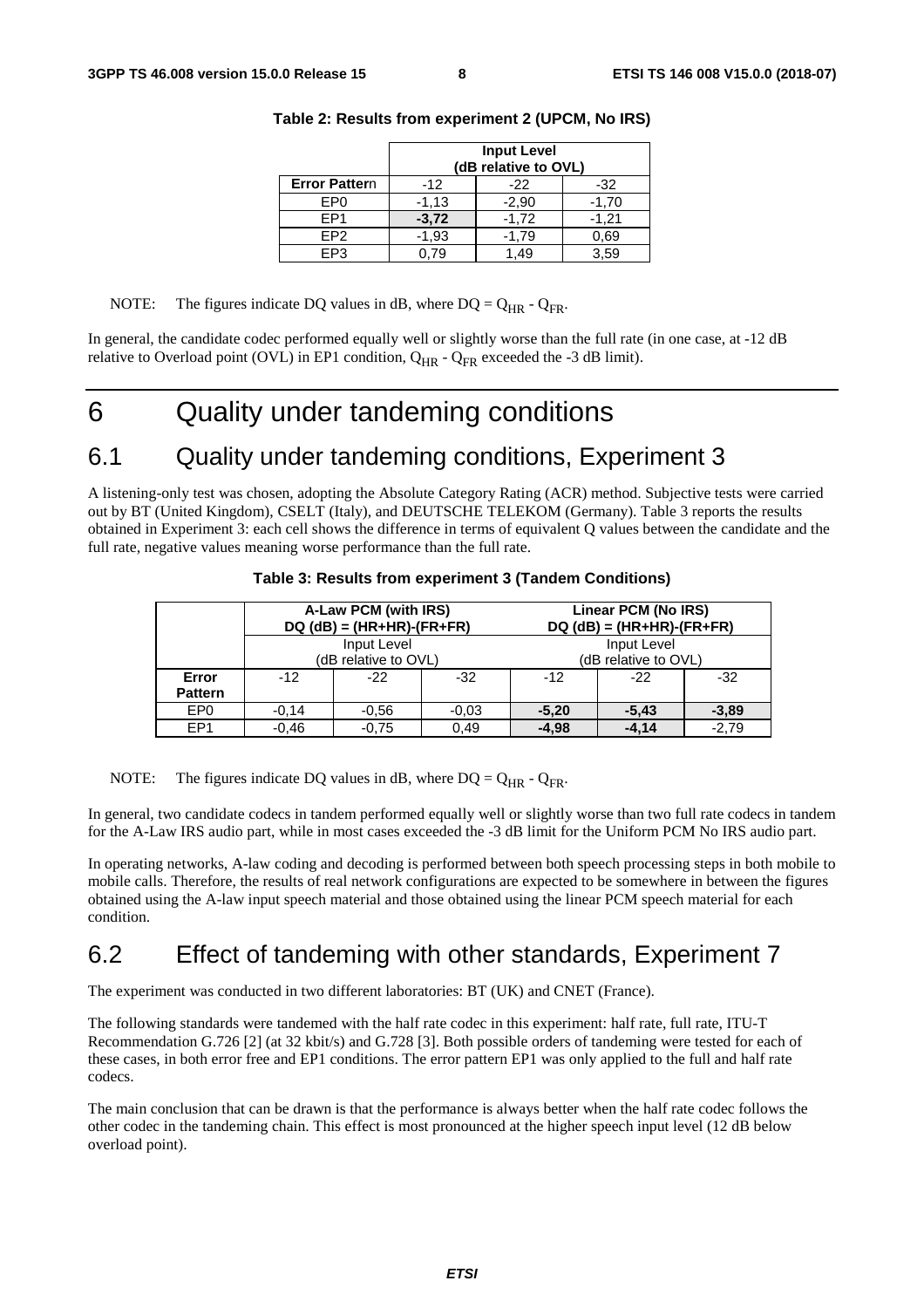**Table 2: Results from experiment 2 (UPCM, No IRS)**

| | Input Level (dB relative to OVL) | | |
|---|---|---|---|
| **Error Pattern** | -12 | -22 | -32 |
| EP0 | -1,13 | -2,90 | -1,70 |
| EP1 | **-3,72** | -1,72 | -1,21 |
| EP2 | -1,93 | -1,79 | 0,69 |
| EP3 | 0,79 | 1,49 | 3,59 |

NOTE: The figures indicate DQ values in dB, where $DQ = Q_{HR} - Q_{FR}$.

In general, the candidate codec performed equally well or slightly worse than the full rate (in one case, at -12 dB relative to Overload point (OVL) in EP1 condition, $Q_{HR} - Q_{FR}$ exceeded the -3 dB limit).

# 6 Quality under tandeming conditions

## 6.1 Quality under tandeming conditions, Experiment 3

A listening-only test was chosen, adopting the Absolute Category Rating (ACR) method. Subjective tests were carried out by BT (United Kingdom), CSELT (Italy), and DEUTSCHE TELEKOM (Germany). Table 3 reports the results obtained in Experiment 3: each cell shows the difference in terms of equivalent Q values between the candidate and the full rate, negative values meaning worse performance than the full rate.

**Table 3: Results from experiment 3 (Tandem Conditions)**

| | A-Law PCM (with IRS) DQ (dB) = (HR+HR)-(FR+FR) | | | Linear PCM (No IRS) DQ (dB) = (HR+HR)-(FR+FR) | | |
|---|---|---|---|---|---|---|
| | Input Level (dB relative to OVL) | | | Input Level (dB relative to OVL) | | |
| **Error Pattern** | -12 | -22 | -32 | -12 | -22 | -32 |
| EP0 | -0,14 | -0,56 | -0,03 | **-5,20** | **-5,43** | **-3,89** |
| EP1 | -0,46 | -0,75 | 0,49 | **-4,98** | **-4,14** | -2,79 |

NOTE: The figures indicate DQ values in dB, where $DQ = Q_{HR} - Q_{FR}$.

In general, two candidate codecs in tandem performed equally well or slightly worse than two full rate codecs in tandem for the A-Law IRS audio part, while in most cases exceeded the -3 dB limit for the Uniform PCM No IRS audio part.

In operating networks, A-law coding and decoding is performed between both speech processing steps in both mobile to mobile calls. Therefore, the results of real network configurations are expected to be somewhere in between the figures obtained using the A-law input speech material and those obtained using the linear PCM speech material for each condition.

## 6.2 Effect of tandeming with other standards, Experiment 7

The experiment was conducted in two different laboratories: BT (UK) and CNET (France).

The following standards were tandemed with the half rate codec in this experiment: half rate, full rate, ITU-T Recommendation G.726 [2] (at 32 kbit/s) and G.728 [3]. Both possible orders of tandeming were tested for each of these cases, in both error free and EP1 conditions. The error pattern EP1 was only applied to the full and half rate codecs.

The main conclusion that can be drawn is that the performance is always better when the half rate codec follows the other codec in the tandeming chain. This effect is most pronounced at the higher speech input level (12 dB below overload point).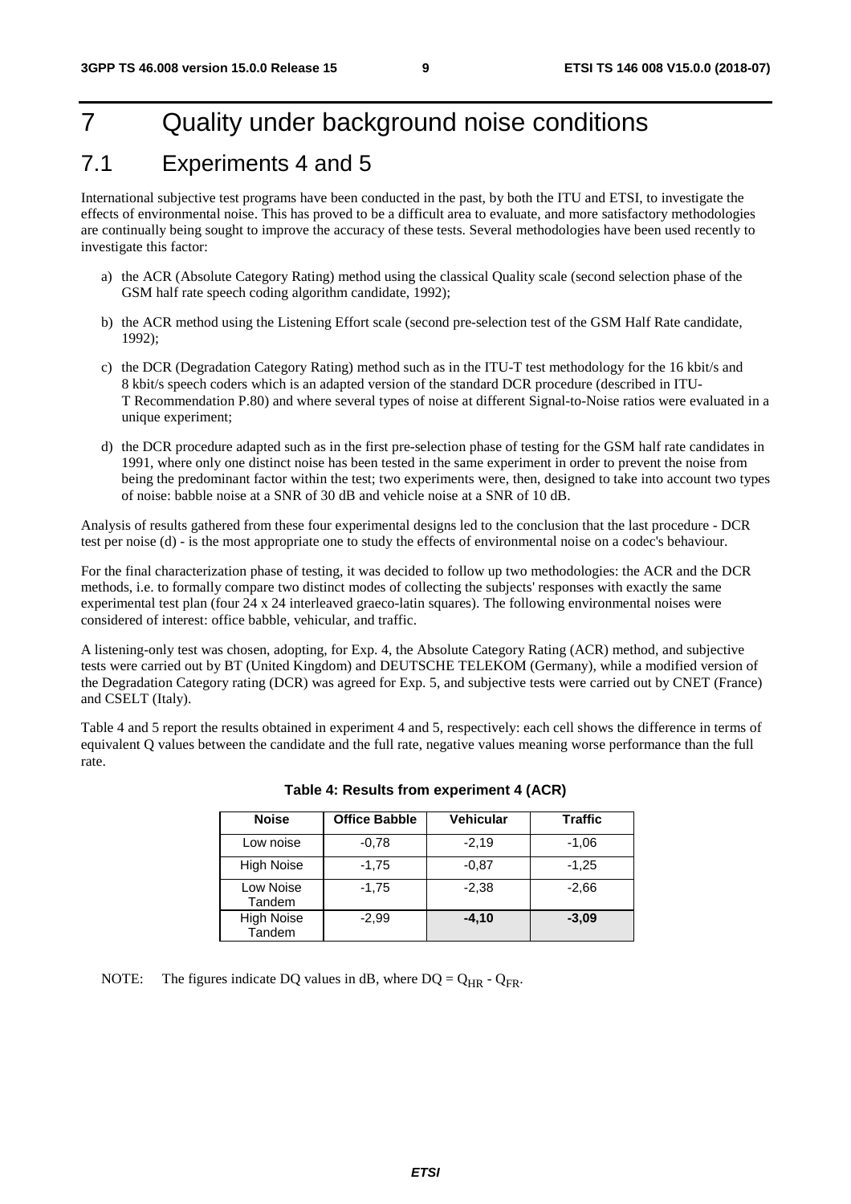# 7 Quality under background noise conditions

## 7.1 Experiments 4 and 5

International subjective test programs have been conducted in the past, by both the ITU and ETSI, to investigate the effects of environmental noise. This has proved to be a difficult area to evaluate, and more satisfactory methodologies are continually being sought to improve the accuracy of these tests. Several methodologies have been used recently to investigate this factor:

a) the ACR (Absolute Category Rating) method using the classical Quality scale (second selection phase of the GSM half rate speech coding algorithm candidate, 1992);

b) the ACR method using the Listening Effort scale (second pre-selection test of the GSM Half Rate candidate, 1992);

c) the DCR (Degradation Category Rating) method such as in the ITU-T test methodology for the 16 kbit/s and 8 kbit/s speech coders which is an adapted version of the standard DCR procedure (described in ITU-T Recommendation P.80) and where several types of noise at different Signal-to-Noise ratios were evaluated in a unique experiment;

d) the DCR procedure adapted such as in the first pre-selection phase of testing for the GSM half rate candidates in 1991, where only one distinct noise has been tested in the same experiment in order to prevent the noise from being the predominant factor within the test; two experiments were, then, designed to take into account two types of noise: babble noise at a SNR of 30 dB and vehicle noise at a SNR of 10 dB.

Analysis of results gathered from these four experimental designs led to the conclusion that the last procedure - DCR test per noise (d) - is the most appropriate one to study the effects of environmental noise on a codec's behaviour.

For the final characterization phase of testing, it was decided to follow up two methodologies: the ACR and the DCR methods, i.e. to formally compare two distinct modes of collecting the subjects' responses with exactly the same experimental test plan (four 24 x 24 interleaved graeco-latin squares). The following environmental noises were considered of interest: office babble, vehicular, and traffic.

A listening-only test was chosen, adopting, for Exp. 4, the Absolute Category Rating (ACR) method, and subjective tests were carried out by BT (United Kingdom) and DEUTSCHE TELEKOM (Germany), while a modified version of the Degradation Category rating (DCR) was agreed for Exp. 5, and subjective tests were carried out by CNET (France) and CSELT (Italy).

Table 4 and 5 report the results obtained in experiment 4 and 5, respectively: each cell shows the difference in terms of equivalent Q values between the candidate and the full rate, negative values meaning worse performance than the full rate.

**Table 4: Results from experiment 4 (ACR)**

| Noise | Office Babble | Vehicular | Traffic |
|---|---|---|---|
| Low noise | -0,78 | -2,19 | -1,06 |
| High Noise | -1,75 | -0,87 | -1,25 |
| Low Noise Tandem | -1,75 | -2,38 | -2,66 |
| High Noise Tandem | -2,99 | **-4,10** | **-3,09** |

NOTE: The figures indicate DQ values in dB, where $DQ = Q_{HR} - Q_{FR}$.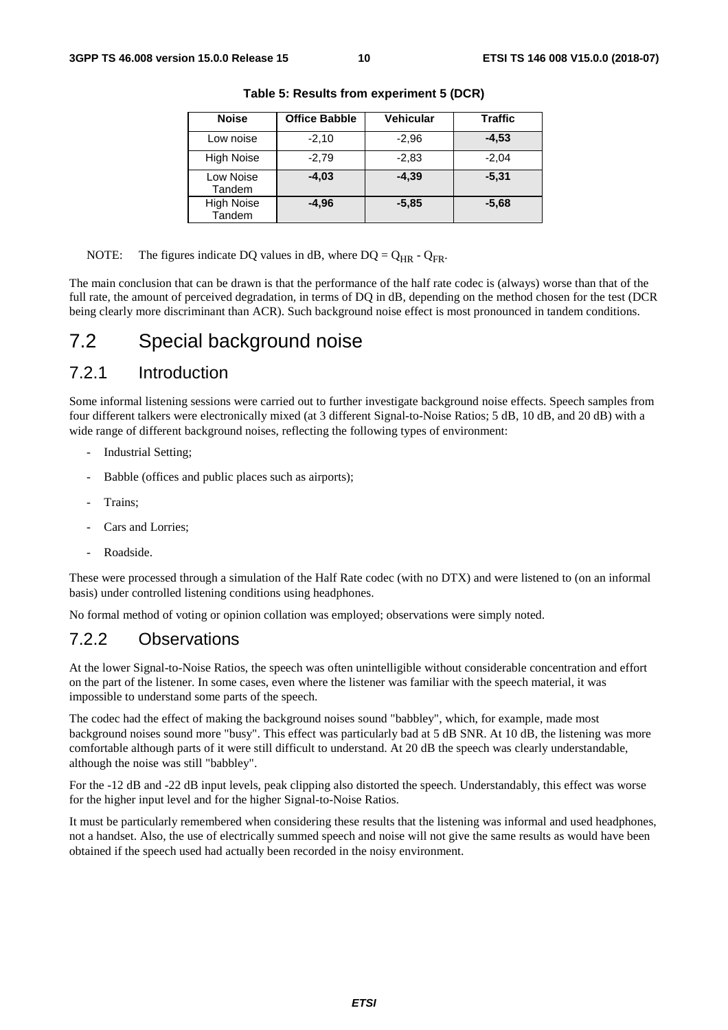**Table 5: Results from experiment 5 (DCR)**

| Noise | Office Babble | Vehicular | Traffic |
| --- | --- | --- | --- |
| Low noise | -2,10 | -2,96 | **-4,53** |
| High Noise | -2,79 | -2,83 | -2,04 |
| Low Noise Tandem | **-4,03** | **-4,39** | **-5,31** |
| High Noise Tandem | **-4,96** | **-5,85** | **-5,68** |

NOTE: The figures indicate DQ values in dB, where $DQ = Q_{HR} - Q_{FR}$.

The main conclusion that can be drawn is that the performance of the half rate codec is (always) worse than that of the full rate, the amount of perceived degradation, in terms of DQ in dB, depending on the method chosen for the test (DCR being clearly more discriminant than ACR). Such background noise effect is most pronounced in tandem conditions.

# 7.2 Special background noise

## 7.2.1 Introduction

Some informal listening sessions were carried out to further investigate background noise effects. Speech samples from four different talkers were electronically mixed (at 3 different Signal-to-Noise Ratios; 5 dB, 10 dB, and 20 dB) with a wide range of different background noises, reflecting the following types of environment:

- Industrial Setting;
- Babble (offices and public places such as airports);
- Trains;
- Cars and Lorries;
- Roadside.

These were processed through a simulation of the Half Rate codec (with no DTX) and were listened to (on an informal basis) under controlled listening conditions using headphones.

No formal method of voting or opinion collation was employed; observations were simply noted.

## 7.2.2 Observations

At the lower Signal-to-Noise Ratios, the speech was often unintelligible without considerable concentration and effort on the part of the listener. In some cases, even where the listener was familiar with the speech material, it was impossible to understand some parts of the speech.

The codec had the effect of making the background noises sound "babbley", which, for example, made most background noises sound more "busy". This effect was particularly bad at 5 dB SNR. At 10 dB, the listening was more comfortable although parts of it were still difficult to understand. At 20 dB the speech was clearly understandable, although the noise was still "babbley".

For the -12 dB and -22 dB input levels, peak clipping also distorted the speech. Understandably, this effect was worse for the higher input level and for the higher Signal-to-Noise Ratios.

It must be particularly remembered when considering these results that the listening was informal and used headphones, not a handset. Also, the use of electrically summed speech and noise will not give the same results as would have been obtained if the speech used had actually been recorded in the noisy environment.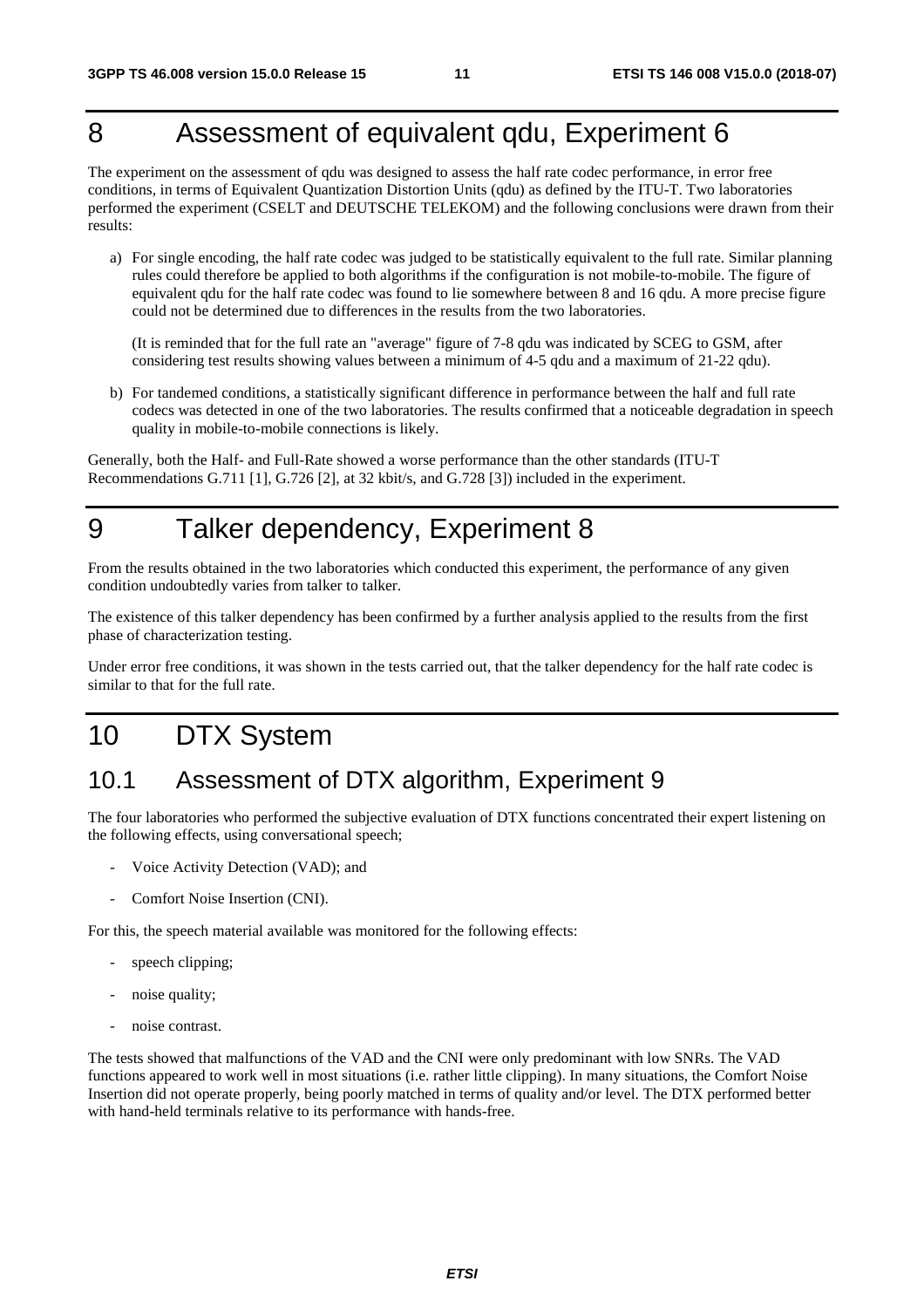# 8 Assessment of equivalent qdu, Experiment 6

The experiment on the assessment of qdu was designed to assess the half rate codec performance, in error free conditions, in terms of Equivalent Quantization Distortion Units (qdu) as defined by the ITU-T. Two laboratories performed the experiment (CSELT and DEUTSCHE TELEKOM) and the following conclusions were drawn from their results:

a) For single encoding, the half rate codec was judged to be statistically equivalent to the full rate. Similar planning rules could therefore be applied to both algorithms if the configuration is not mobile-to-mobile. The figure of equivalent qdu for the half rate codec was found to lie somewhere between 8 and 16 qdu. A more precise figure could not be determined due to differences in the results from the two laboratories.

   (It is reminded that for the full rate an "average" figure of 7-8 qdu was indicated by SCEG to GSM, after considering test results showing values between a minimum of 4-5 qdu and a maximum of 21-22 qdu).

b) For tandemed conditions, a statistically significant difference in performance between the half and full rate codecs was detected in one of the two laboratories. The results confirmed that a noticeable degradation in speech quality in mobile-to-mobile connections is likely.

Generally, both the Half- and Full-Rate showed a worse performance than the other standards (ITU-T Recommendations G.711 [1], G.726 [2], at 32 kbit/s, and G.728 [3]) included in the experiment.

# 9 Talker dependency, Experiment 8

From the results obtained in the two laboratories which conducted this experiment, the performance of any given condition undoubtedly varies from talker to talker.

The existence of this talker dependency has been confirmed by a further analysis applied to the results from the first phase of characterization testing.

Under error free conditions, it was shown in the tests carried out, that the talker dependency for the half rate codec is similar to that for the full rate.

# 10 DTX System

## 10.1 Assessment of DTX algorithm, Experiment 9

The four laboratories who performed the subjective evaluation of DTX functions concentrated their expert listening on the following effects, using conversational speech;

- Voice Activity Detection (VAD); and
- Comfort Noise Insertion (CNI).

For this, the speech material available was monitored for the following effects:

- speech clipping;
- noise quality;
- noise contrast.

The tests showed that malfunctions of the VAD and the CNI were only predominant with low SNRs. The VAD functions appeared to work well in most situations (i.e. rather little clipping). In many situations, the Comfort Noise Insertion did not operate properly, being poorly matched in terms of quality and/or level. The DTX performed better with hand-held terminals relative to its performance with hands-free.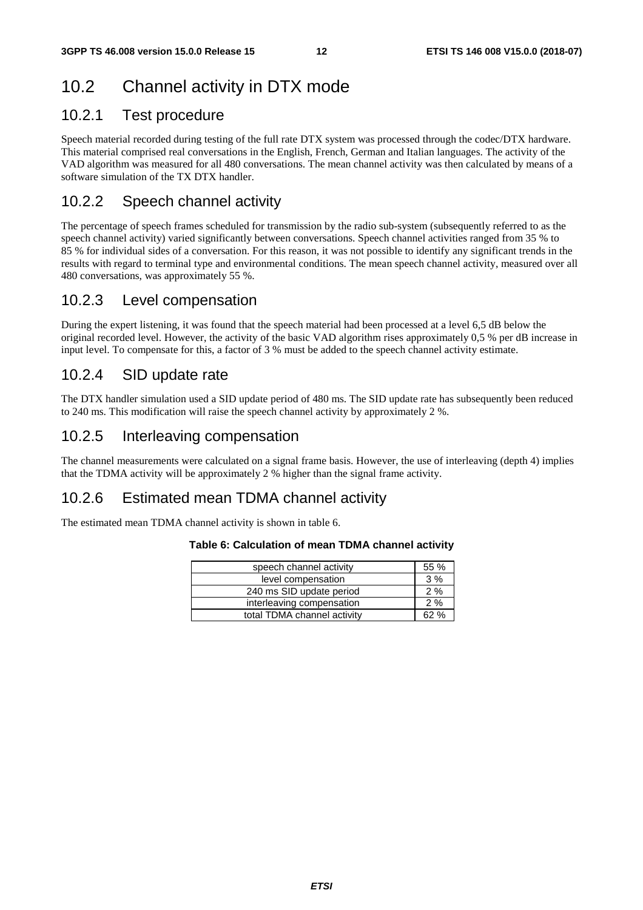## 10.2 Channel activity in DTX mode

### 10.2.1 Test procedure

Speech material recorded during testing of the full rate DTX system was processed through the codec/DTX hardware. This material comprised real conversations in the English, French, German and Italian languages. The activity of the VAD algorithm was measured for all 480 conversations. The mean channel activity was then calculated by means of a software simulation of the TX DTX handler.

### 10.2.2 Speech channel activity

The percentage of speech frames scheduled for transmission by the radio sub-system (subsequently referred to as the speech channel activity) varied significantly between conversations. Speech channel activities ranged from 35 % to 85 % for individual sides of a conversation. For this reason, it was not possible to identify any significant trends in the results with regard to terminal type and environmental conditions. The mean speech channel activity, measured over all 480 conversations, was approximately 55 %.

### 10.2.3 Level compensation

During the expert listening, it was found that the speech material had been processed at a level 6,5 dB below the original recorded level. However, the activity of the basic VAD algorithm rises approximately 0,5 % per dB increase in input level. To compensate for this, a factor of 3 % must be added to the speech channel activity estimate.

### 10.2.4 SID update rate

The DTX handler simulation used a SID update period of 480 ms. The SID update rate has subsequently been reduced to 240 ms. This modification will raise the speech channel activity by approximately 2 %.

### 10.2.5 Interleaving compensation

The channel measurements were calculated on a signal frame basis. However, the use of interleaving (depth 4) implies that the TDMA activity will be approximately 2 % higher than the signal frame activity.

### 10.2.6 Estimated mean TDMA channel activity

The estimated mean TDMA channel activity is shown in table 6.

**Table 6: Calculation of mean TDMA channel activity**

| | |
|---|---|
| speech channel activity | 55 % |
| level compensation | 3 % |
| 240 ms SID update period | 2 % |
| interleaving compensation | 2 % |
| total TDMA channel activity | 62 % |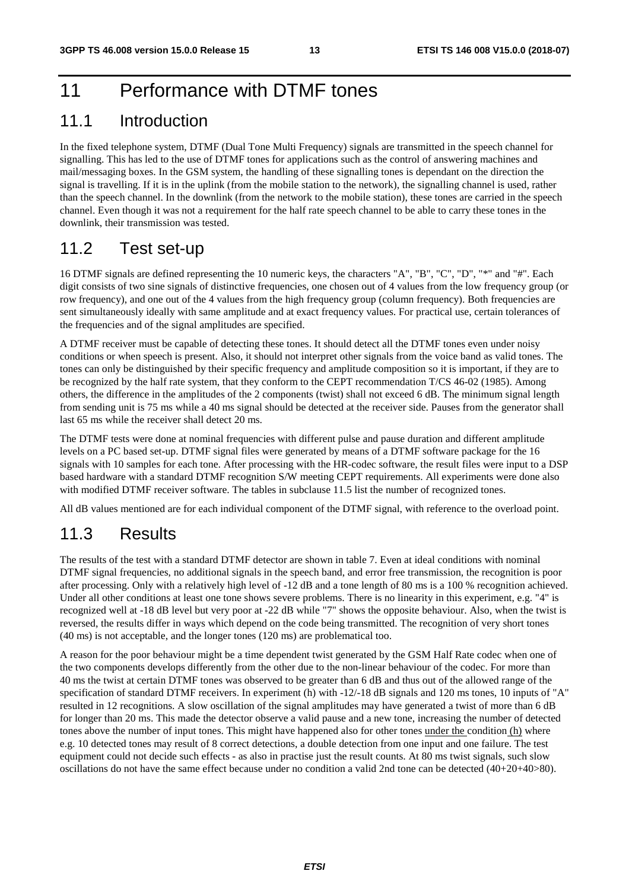# 11 Performance with DTMF tones

## 11.1 Introduction

In the fixed telephone system, DTMF (Dual Tone Multi Frequency) signals are transmitted in the speech channel for signalling. This has led to the use of DTMF tones for applications such as the control of answering machines and mail/messaging boxes. In the GSM system, the handling of these signalling tones is dependant on the direction the signal is travelling. If it is in the uplink (from the mobile station to the network), the signalling channel is used, rather than the speech channel. In the downlink (from the network to the mobile station), these tones are carried in the speech channel. Even though it was not a requirement for the half rate speech channel to be able to carry these tones in the downlink, their transmission was tested.

## 11.2 Test set-up

16 DTMF signals are defined representing the 10 numeric keys, the characters "A", "B", "C", "D", "*" and "#". Each digit consists of two sine signals of distinctive frequencies, one chosen out of 4 values from the low frequency group (or row frequency), and one out of the 4 values from the high frequency group (column frequency). Both frequencies are sent simultaneously ideally with same amplitude and at exact frequency values. For practical use, certain tolerances of the frequencies and of the signal amplitudes are specified.

A DTMF receiver must be capable of detecting these tones. It should detect all the DTMF tones even under noisy conditions or when speech is present. Also, it should not interpret other signals from the voice band as valid tones. The tones can only be distinguished by their specific frequency and amplitude composition so it is important, if they are to be recognized by the half rate system, that they conform to the CEPT recommendation T/CS 46-02 (1985). Among others, the difference in the amplitudes of the 2 components (twist) shall not exceed 6 dB. The minimum signal length from sending unit is 75 ms while a 40 ms signal should be detected at the receiver side. Pauses from the generator shall last 65 ms while the receiver shall detect 20 ms.

The DTMF tests were done at nominal frequencies with different pulse and pause duration and different amplitude levels on a PC based set-up. DTMF signal files were generated by means of a DTMF software package for the 16 signals with 10 samples for each tone. After processing with the HR-codec software, the result files were input to a DSP based hardware with a standard DTMF recognition S/W meeting CEPT requirements. All experiments were done also with modified DTMF receiver software. The tables in subclause 11.5 list the number of recognized tones.

All dB values mentioned are for each individual component of the DTMF signal, with reference to the overload point.

## 11.3 Results

The results of the test with a standard DTMF detector are shown in table 7. Even at ideal conditions with nominal DTMF signal frequencies, no additional signals in the speech band, and error free transmission, the recognition is poor after processing. Only with a relatively high level of -12 dB and a tone length of 80 ms is a 100 % recognition achieved. Under all other conditions at least one tone shows severe problems. There is no linearity in this experiment, e.g. "4" is recognized well at -18 dB level but very poor at -22 dB while "7" shows the opposite behaviour. Also, when the twist is reversed, the results differ in ways which depend on the code being transmitted. The recognition of very short tones (40 ms) is not acceptable, and the longer tones (120 ms) are problematical too.

A reason for the poor behaviour might be a time dependent twist generated by the GSM Half Rate codec when one of the two components develops differently from the other due to the non-linear behaviour of the codec. For more than 40 ms the twist at certain DTMF tones was observed to be greater than 6 dB and thus out of the allowed range of the specification of standard DTMF receivers. In experiment (h) with -12/-18 dB signals and 120 ms tones, 10 inputs of "A" resulted in 12 recognitions. A slow oscillation of the signal amplitudes may have generated a twist of more than 6 dB for longer than 20 ms. This made the detector observe a valid pause and a new tone, increasing the number of detected tones above the number of input tones. This might have happened also for other tones under the condition (h) where e.g. 10 detected tones may result of 8 correct detections, a double detection from one input and one failure. The test equipment could not decide such effects - as also in practise just the result counts. At 80 ms twist signals, such slow oscillations do not have the same effect because under no condition a valid 2nd tone can be detected (40+20+40>80).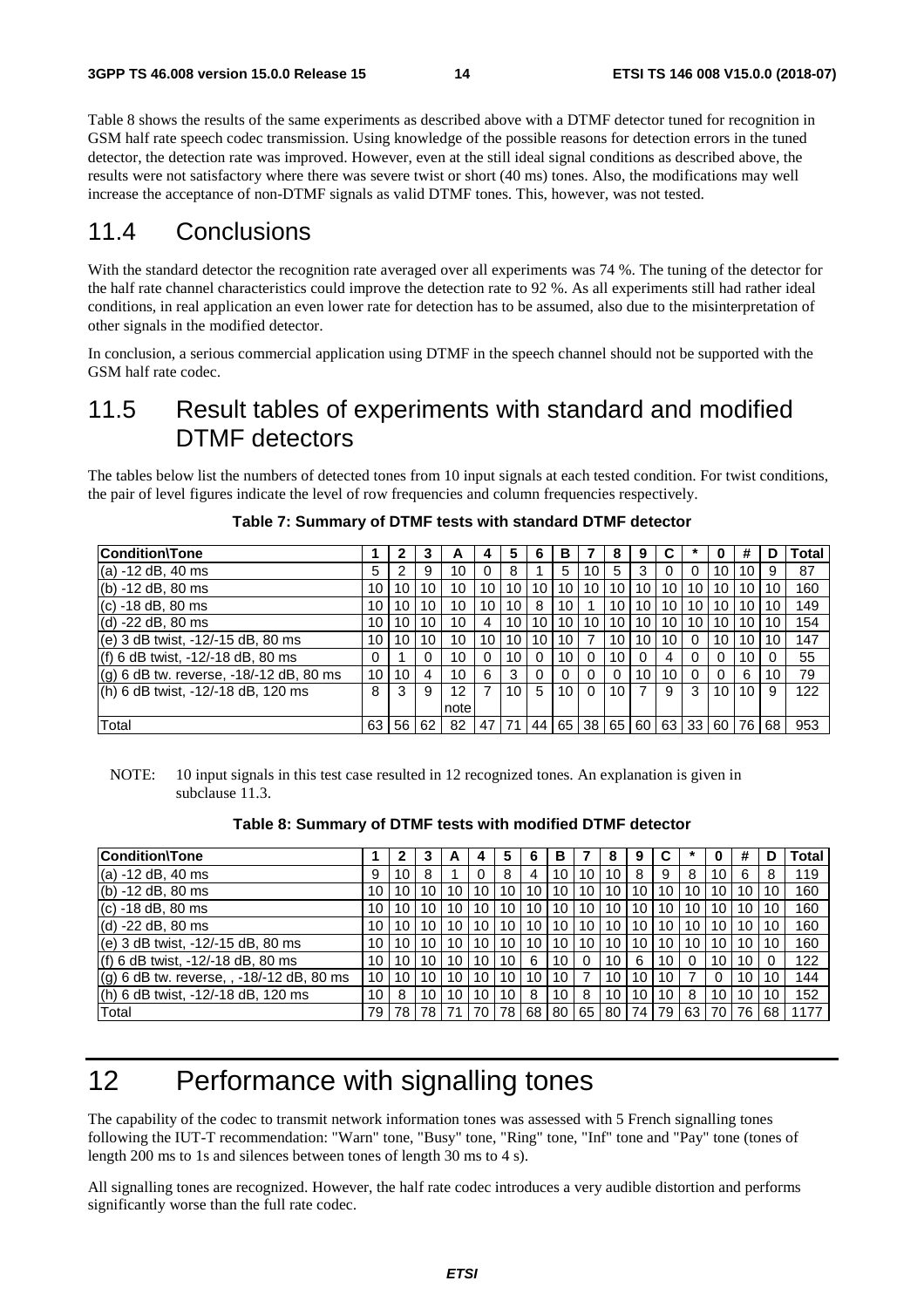Table 8 shows the results of the same experiments as described above with a DTMF detector tuned for recognition in GSM half rate speech codec transmission. Using knowledge of the possible reasons for detection errors in the tuned detector, the detection rate was improved. However, even at the still ideal signal conditions as described above, the results were not satisfactory where there was severe twist or short (40 ms) tones. Also, the modifications may well increase the acceptance of non-DTMF signals as valid DTMF tones. This, however, was not tested.

## 11.4 Conclusions

With the standard detector the recognition rate averaged over all experiments was 74 %. The tuning of the detector for the half rate channel characteristics could improve the detection rate to 92 %. As all experiments still had rather ideal conditions, in real application an even lower rate for detection has to be assumed, also due to the misinterpretation of other signals in the modified detector.

In conclusion, a serious commercial application using DTMF in the speech channel should not be supported with the GSM half rate codec.

## 11.5 Result tables of experiments with standard and modified DTMF detectors

The tables below list the numbers of detected tones from 10 input signals at each tested condition. For twist conditions, the pair of level figures indicate the level of row frequencies and column frequencies respectively.

**Table 7: Summary of DTMF tests with standard DTMF detector**

| Condition\Tone | 1 | 2 | 3 | A | 4 | 5 | 6 | B | 7 | 8 | 9 | C | * | 0 | # | D | Total |
|---|---|---|---|---|---|---|---|---|---|---|---|---|---|---|---|---|---|
| (a) -12 dB, 40 ms | 5 | 2 | 9 | 10 | 0 | 8 | 1 | 5 | 10 | 5 | 3 | 0 | 0 | 10 | 10 | 9 | 87 |
| (b) -12 dB, 80 ms | 10 | 10 | 10 | 10 | 10 | 10 | 10 | 10 | 10 | 10 | 10 | 10 | 10 | 10 | 10 | 10 | 160 |
| (c) -18 dB, 80 ms | 10 | 10 | 10 | 10 | 10 | 10 | 8 | 10 | 1 | 10 | 10 | 10 | 10 | 10 | 10 | 10 | 149 |
| (d) -22 dB, 80 ms | 10 | 10 | 10 | 10 | 4 | 10 | 10 | 10 | 10 | 10 | 10 | 10 | 10 | 10 | 10 | 10 | 154 |
| (e) 3 dB twist, -12/-15 dB, 80 ms | 10 | 10 | 10 | 10 | 10 | 10 | 10 | 10 | 7 | 10 | 10 | 10 | 0 | 10 | 10 | 10 | 147 |
| (f) 6 dB twist, -12/-18 dB, 80 ms | 0 | 1 | 0 | 10 | 0 | 10 | 0 | 10 | 0 | 10 | 0 | 4 | 0 | 0 | 10 | 0 | 55 |
| (g) 6 dB tw. reverse, -18/-12 dB, 80 ms | 10 | 10 | 4 | 10 | 6 | 3 | 0 | 0 | 0 | 0 | 10 | 10 | 0 | 0 | 6 | 10 | 79 |
| (h) 6 dB twist, -12/-18 dB, 120 ms | 8 | 3 | 9 | 12 note | 7 | 10 | 5 | 10 | 0 | 10 | 7 | 9 | 3 | 10 | 10 | 9 | 122 |
| Total | 63 | 56 | 62 | 82 | 47 | 71 | 44 | 65 | 38 | 65 | 60 | 63 | 33 | 60 | 76 | 68 | 953 |

NOTE: 10 input signals in this test case resulted in 12 recognized tones. An explanation is given in subclause 11.3.

**Table 8: Summary of DTMF tests with modified DTMF detector**

| Condition\Tone | 1 | 2 | 3 | A | 4 | 5 | 6 | B | 7 | 8 | 9 | C | * | 0 | # | D | Total |
|---|---|---|---|---|---|---|---|---|---|---|---|---|---|---|---|---|---|
| (a) -12 dB, 40 ms | 9 | 10 | 8 | 1 | 0 | 8 | 4 | 10 | 10 | 10 | 8 | 9 | 8 | 10 | 6 | 8 | 119 |
| (b) -12 dB, 80 ms | 10 | 10 | 10 | 10 | 10 | 10 | 10 | 10 | 10 | 10 | 10 | 10 | 10 | 10 | 10 | 10 | 160 |
| (c) -18 dB, 80 ms | 10 | 10 | 10 | 10 | 10 | 10 | 10 | 10 | 10 | 10 | 10 | 10 | 10 | 10 | 10 | 10 | 160 |
| (d) -22 dB, 80 ms | 10 | 10 | 10 | 10 | 10 | 10 | 10 | 10 | 10 | 10 | 10 | 10 | 10 | 10 | 10 | 10 | 160 |
| (e) 3 dB twist, -12/-15 dB, 80 ms | 10 | 10 | 10 | 10 | 10 | 10 | 10 | 10 | 10 | 10 | 10 | 10 | 10 | 10 | 10 | 10 | 160 |
| (f) 6 dB twist, -12/-18 dB, 80 ms | 10 | 10 | 10 | 10 | 10 | 10 | 6 | 10 | 0 | 10 | 6 | 10 | 0 | 10 | 10 | 0 | 122 |
| (g) 6 dB tw. reverse, , -18/-12 dB, 80 ms | 10 | 10 | 10 | 10 | 10 | 10 | 10 | 10 | 7 | 10 | 10 | 10 | 7 | 0 | 10 | 10 | 144 |
| (h) 6 dB twist, -12/-18 dB, 120 ms | 10 | 8 | 10 | 10 | 10 | 10 | 8 | 10 | 8 | 10 | 10 | 10 | 8 | 10 | 10 | 10 | 152 |
| Total | 79 | 78 | 78 | 71 | 70 | 78 | 68 | 80 | 65 | 80 | 74 | 79 | 63 | 70 | 76 | 68 | 1177 |

# 12 Performance with signalling tones

The capability of the codec to transmit network information tones was assessed with 5 French signalling tones following the IUT-T recommendation: "Warn" tone, "Busy" tone, "Ring" tone, "Inf" tone and "Pay" tone (tones of length 200 ms to 1s and silences between tones of length 30 ms to 4 s).

All signalling tones are recognized. However, the half rate codec introduces a very audible distortion and performs significantly worse than the full rate codec.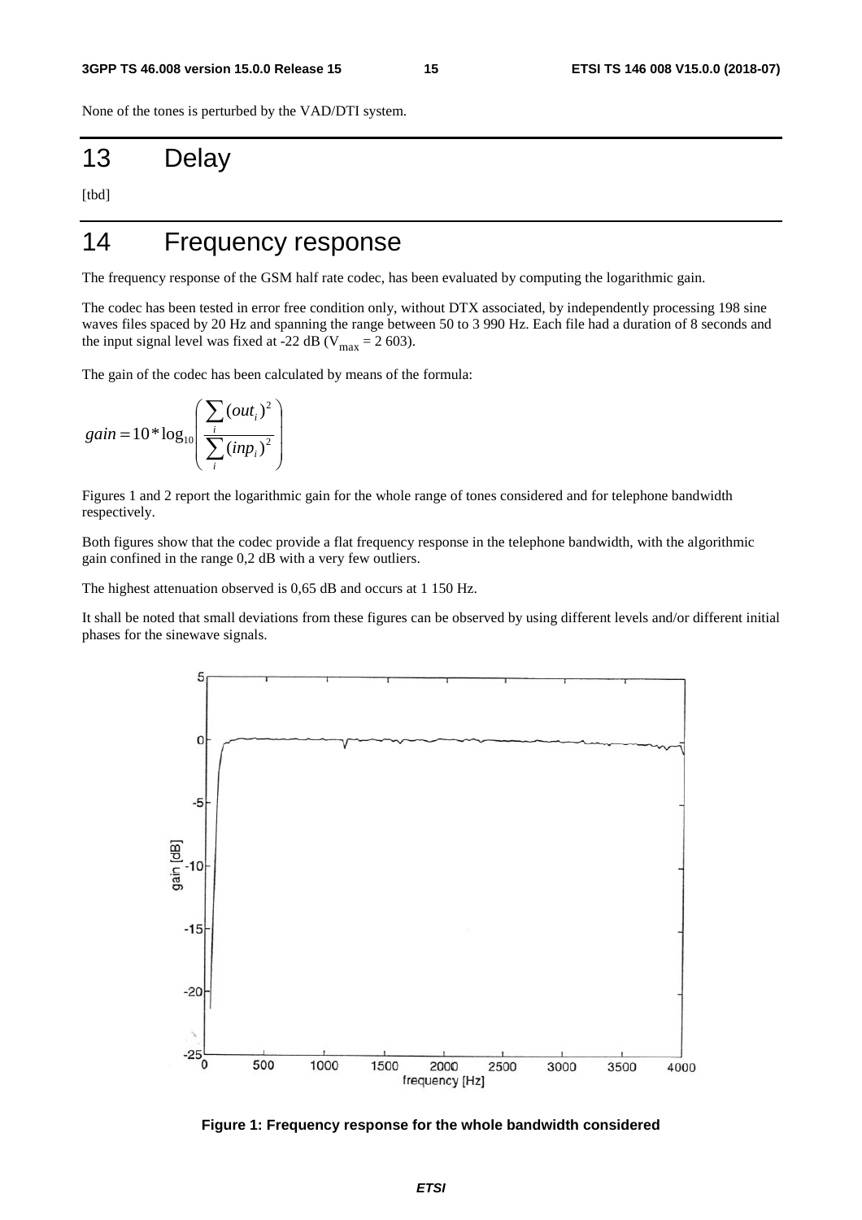None of the tones is perturbed by the VAD/DTI system.

# 13 Delay

[tbd]

# 14 Frequency response

The frequency response of the GSM half rate codec, has been evaluated by computing the logarithmic gain.

The codec has been tested in error free condition only, without DTX associated, by independently processing 198 sine waves files spaced by 20 Hz and spanning the range between 50 to 3 990 Hz. Each file had a duration of 8 seconds and the input signal level was fixed at -22 dB ($V_{max}$ = 2 603).

The gain of the codec has been calculated by means of the formula:

$$gain = 10 * \log_{10} \left( \frac{\sum_i (out_i)^2}{\sum_i (inp_i)^2} \right)$$

Figures 1 and 2 report the logarithmic gain for the whole range of tones considered and for telephone bandwidth respectively.

Both figures show that the codec provide a flat frequency response in the telephone bandwidth, with the algorithmic gain confined in the range 0,2 dB with a very few outliers.

The highest attenuation observed is 0,65 dB and occurs at 1 150 Hz.

It shall be noted that small deviations from these figures can be observed by using different levels and/or different initial phases for the sinewave signals.

**Figure 1: Frequency response for the whole bandwidth considered**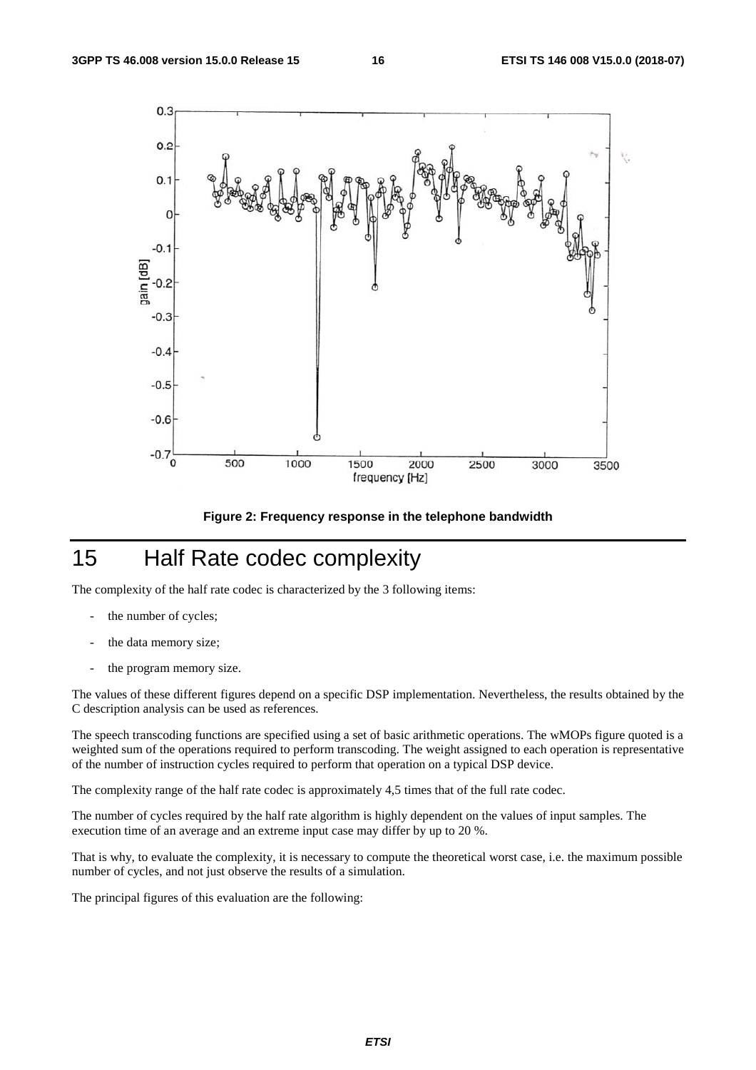Figure 2: Frequency response in the telephone bandwidth

# 15 Half Rate codec complexity

The complexity of the half rate codec is characterized by the 3 following items:

- the number of cycles;
- the data memory size;
- the program memory size.

The values of these different figures depend on a specific DSP implementation. Nevertheless, the results obtained by the C description analysis can be used as references.

The speech transcoding functions are specified using a set of basic arithmetic operations. The wMOPs figure quoted is a weighted sum of the operations required to perform transcoding. The weight assigned to each operation is representative of the number of instruction cycles required to perform that operation on a typical DSP device.

The complexity range of the half rate codec is approximately 4,5 times that of the full rate codec.

The number of cycles required by the half rate algorithm is highly dependent on the values of input samples. The execution time of an average and an extreme input case may differ by up to 20 %.

That is why, to evaluate the complexity, it is necessary to compute the theoretical worst case, i.e. the maximum possible number of cycles, and not just observe the results of a simulation.

The principal figures of this evaluation are the following: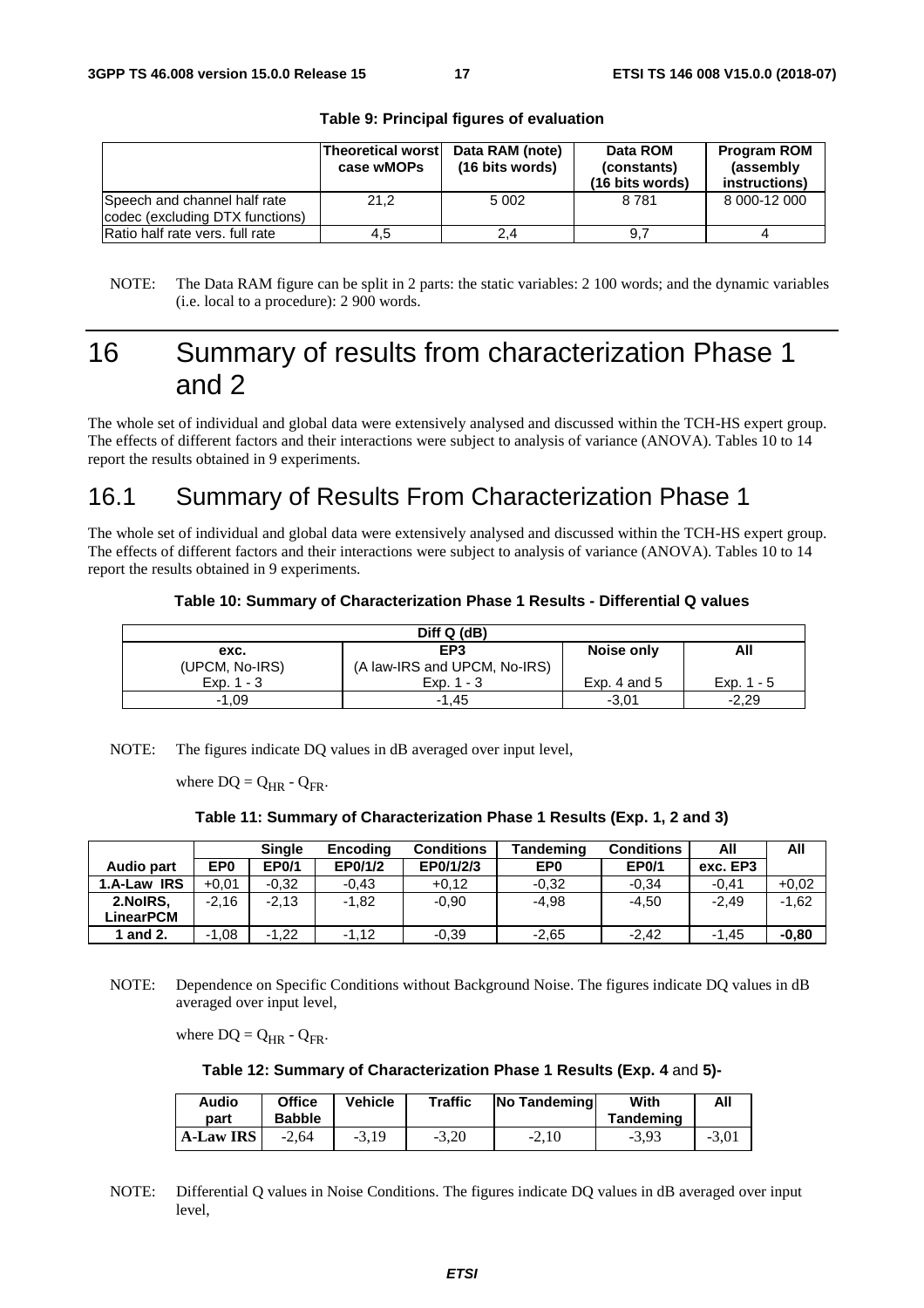**Table 9: Principal figures of evaluation**

| | Theoretical worst case wMOPs | Data RAM (note) (16 bits words) | Data ROM (constants) (16 bits words) | Program ROM (assembly instructions) |
|---|---|---|---|---|
| Speech and channel half rate codec (excluding DTX functions) | 21,2 | 5 002 | 8 781 | 8 000-12 000 |
| Ratio half rate vers. full rate | 4,5 | 2,4 | 9,7 | 4 |

NOTE: The Data RAM figure can be split in 2 parts: the static variables: 2 100 words; and the dynamic variables (i.e. local to a procedure): 2 900 words.

# 16 Summary of results from characterization Phase 1 and 2

The whole set of individual and global data were extensively analysed and discussed within the TCH-HS expert group. The effects of different factors and their interactions were subject to analysis of variance (ANOVA). Tables 10 to 14 report the results obtained in 9 experiments.

## 16.1 Summary of Results From Characterization Phase 1

The whole set of individual and global data were extensively analysed and discussed within the TCH-HS expert group. The effects of different factors and their interactions were subject to analysis of variance (ANOVA). Tables 10 to 14 report the results obtained in 9 experiments.

**Table 10: Summary of Characterization Phase 1 Results - Differential Q values**

| Diff Q (dB) | | | |
|---|---|---|---|
| exc. (UPCM, No-IRS) Exp. 1 - 3 | EP3 (A law-IRS and UPCM, No-IRS) Exp. 1 - 3 | Noise only Exp. 4 and 5 | All Exp. 1 - 5 |
| -1,09 | -1,45 | -3,01 | -2,29 |

NOTE: The figures indicate DQ values in dB averaged over input level,

where $DQ = Q_{HR} - Q_{FR}$.

**Table 11: Summary of Characterization Phase 1 Results (Exp. 1, 2 and 3)**

| | Single | | Encoding | Conditions | Tandeming | Conditions | All | All |
|---|---|---|---|---|---|---|---|---|
| **Audio part** | **EP0** | **EP0/1** | **EP0/1/2** | **EP0/1/2/3** | **EP0** | **EP0/1** | **exc. EP3** | |
| **1.A-Law IRS** | +0,01 | -0,32 | -0,43 | +0,12 | -0,32 | -0,34 | -0,41 | +0,02 |
| **2.NoIRS, LinearPCM** | -2,16 | -2,13 | -1,82 | -0,90 | -4,98 | -4,50 | -2,49 | -1,62 |
| **1 and 2.** | -1,08 | -1,22 | -1,12 | -0,39 | -2,65 | -2,42 | -1,45 | **-0,80** |

NOTE: Dependence on Specific Conditions without Background Noise. The figures indicate DQ values in dB averaged over input level,

where $DQ = Q_{HR} - Q_{FR}$.

**Table 12: Summary of Characterization Phase 1 Results (Exp. 4 and 5)-**

| Audio part | Office Babble | Vehicle | Traffic | No Tandeming | With Tandeming | All |
|---|---|---|---|---|---|---|
| **A-Law IRS** | -2,64 | -3,19 | -3,20 | -2,10 | -3,93 | -3,01 |

NOTE: Differential Q values in Noise Conditions. The figures indicate DQ values in dB averaged over input level,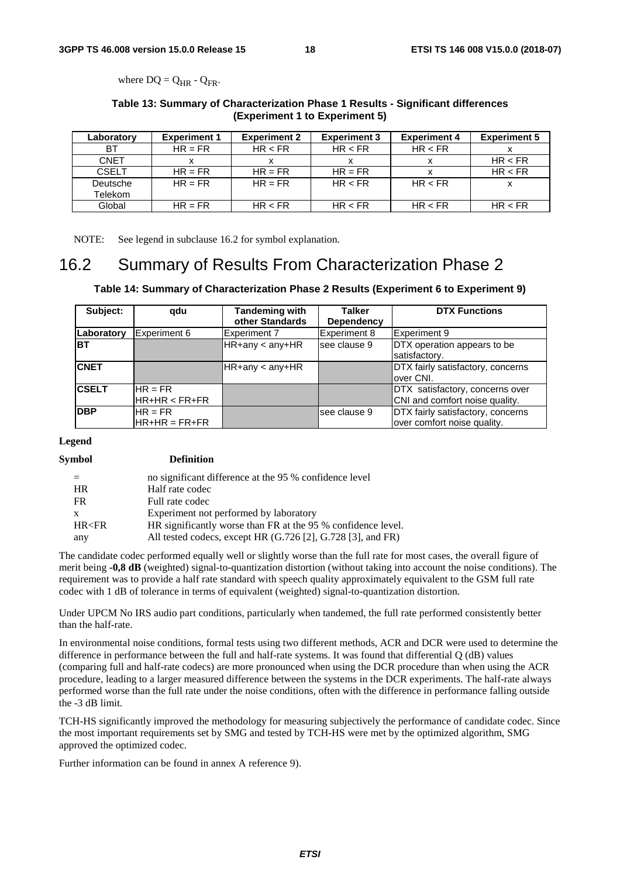where $DQ = Q_{HR} - Q_{FR}$.

**Table 13: Summary of Characterization Phase 1 Results - Significant differences (Experiment 1 to Experiment 5)**

| Laboratory | Experiment 1 | Experiment 2 | Experiment 3 | Experiment 4 | Experiment 5 |
|---|---|---|---|---|---|
| BT | HR = FR | HR < FR | HR < FR | HR < FR | x |
| CNET | x | x | x | x | HR < FR |
| CSELT | HR = FR | HR = FR | HR = FR | x | HR < FR |
| Deutsche Telekom | HR = FR | HR = FR | HR < FR | HR < FR | x |
| Global | HR = FR | HR < FR | HR < FR | HR < FR | HR < FR |

NOTE: See legend in subclause 16.2 for symbol explanation.

## 16.2 Summary of Results From Characterization Phase 2

**Table 14: Summary of Characterization Phase 2 Results (Experiment 6 to Experiment 9)**

| Subject: | qdu | Tandeming with other Standards | Talker Dependency | DTX Functions |
|---|---|---|---|---|
| **Laboratory** | Experiment 6 | Experiment 7 | Experiment 8 | Experiment 9 |
| **BT** | | HR+any < any+HR | see clause 9 | DTX operation appears to be satisfactory. |
| **CNET** | | HR+any < any+HR | | DTX fairly satisfactory, concerns over CNI. |
| **CSELT** | HR = FR<br>HR+HR < FR+FR | | | DTX satisfactory, concerns over CNI and comfort noise quality. |
| **DBP** | HR = FR<br>HR+HR = FR+FR | | see clause 9 | DTX fairly satisfactory, concerns over comfort noise quality. |

**Legend**

| **Symbol** | **Definition** |
|---|---|
| = | no significant difference at the 95 % confidence level |
| HR | Half rate codec |
| FR | Full rate codec |
| x | Experiment not performed by laboratory |
| HR<FR | HR significantly worse than FR at the 95 % confidence level. |
| any | All tested codecs, except HR (G.726 [2], G.728 [3], and FR) |

The candidate codec performed equally well or slightly worse than the full rate for most cases, the overall figure of merit being **-0,8 dB** (weighted) signal-to-quantization distortion (without taking into account the noise conditions). The requirement was to provide a half rate standard with speech quality approximately equivalent to the GSM full rate codec with 1 dB of tolerance in terms of equivalent (weighted) signal-to-quantization distortion.

Under UPCM No IRS audio part conditions, particularly when tandemed, the full rate performed consistently better than the half-rate.

In environmental noise conditions, formal tests using two different methods, ACR and DCR were used to determine the difference in performance between the full and half-rate systems. It was found that differential Q (dB) values (comparing full and half-rate codecs) are more pronounced when using the DCR procedure than when using the ACR procedure, leading to a larger measured difference between the systems in the DCR experiments. The half-rate always performed worse than the full rate under the noise conditions, often with the difference in performance falling outside the -3 dB limit.

TCH-HS significantly improved the methodology for measuring subjectively the performance of candidate codec. Since the most important requirements set by SMG and tested by TCH-HS were met by the optimized algorithm, SMG approved the optimized codec.

Further information can be found in annex A reference 9).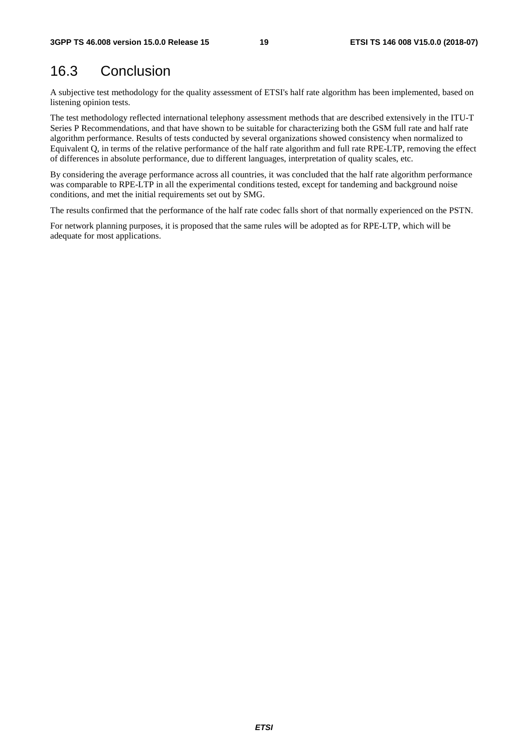## 16.3 Conclusion

A subjective test methodology for the quality assessment of ETSI's half rate algorithm has been implemented, based on listening opinion tests.

The test methodology reflected international telephony assessment methods that are described extensively in the ITU-T Series P Recommendations, and that have shown to be suitable for characterizing both the GSM full rate and half rate algorithm performance. Results of tests conducted by several organizations showed consistency when normalized to Equivalent Q, in terms of the relative performance of the half rate algorithm and full rate RPE-LTP, removing the effect of differences in absolute performance, due to different languages, interpretation of quality scales, etc.

By considering the average performance across all countries, it was concluded that the half rate algorithm performance was comparable to RPE-LTP in all the experimental conditions tested, except for tandeming and background noise conditions, and met the initial requirements set out by SMG.

The results confirmed that the performance of the half rate codec falls short of that normally experienced on the PSTN.

For network planning purposes, it is proposed that the same rules will be adopted as for RPE-LTP, which will be adequate for most applications.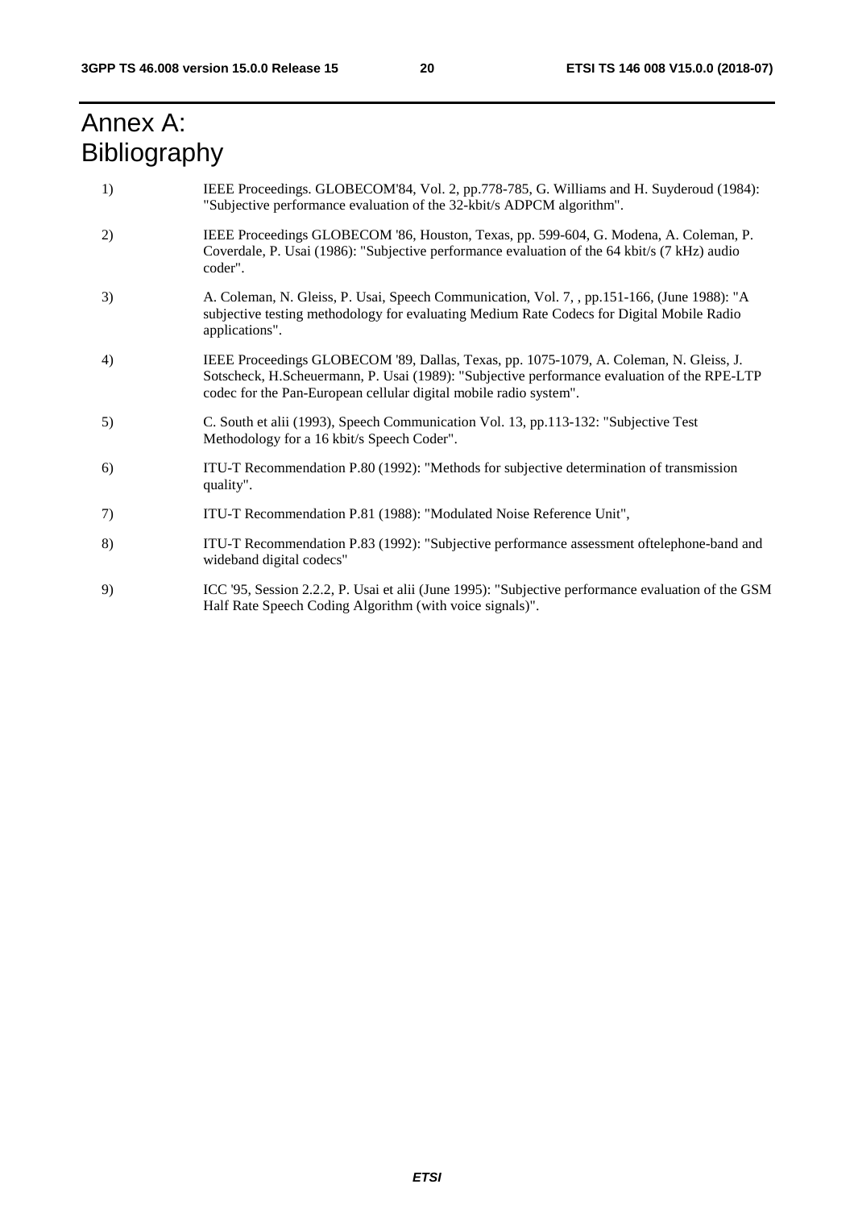# Annex A: Bibliography

1) IEEE Proceedings. GLOBECOM'84, Vol. 2, pp.778-785, G. Williams and H. Suyderoud (1984): "Subjective performance evaluation of the 32-kbit/s ADPCM algorithm".

2) IEEE Proceedings GLOBECOM '86, Houston, Texas, pp. 599-604, G. Modena, A. Coleman, P. Coverdale, P. Usai (1986): "Subjective performance evaluation of the 64 kbit/s (7 kHz) audio coder".

3) A. Coleman, N. Gleiss, P. Usai, Speech Communication, Vol. 7, , pp.151-166, (June 1988): "A subjective testing methodology for evaluating Medium Rate Codecs for Digital Mobile Radio applications".

4) IEEE Proceedings GLOBECOM '89, Dallas, Texas, pp. 1075-1079, A. Coleman, N. Gleiss, J. Sotscheck, H.Scheuermann, P. Usai (1989): "Subjective performance evaluation of the RPE-LTP codec for the Pan-European cellular digital mobile radio system".

5) C. South et alii (1993), Speech Communication Vol. 13, pp.113-132: "Subjective Test Methodology for a 16 kbit/s Speech Coder".

6) ITU-T Recommendation P.80 (1992): "Methods for subjective determination of transmission quality".

7) ITU-T Recommendation P.81 (1988): "Modulated Noise Reference Unit",

8) ITU-T Recommendation P.83 (1992): "Subjective performance assessment oftelephone-band and wideband digital codecs"

9) ICC '95, Session 2.2.2, P. Usai et alii (June 1995): "Subjective performance evaluation of the GSM Half Rate Speech Coding Algorithm (with voice signals)".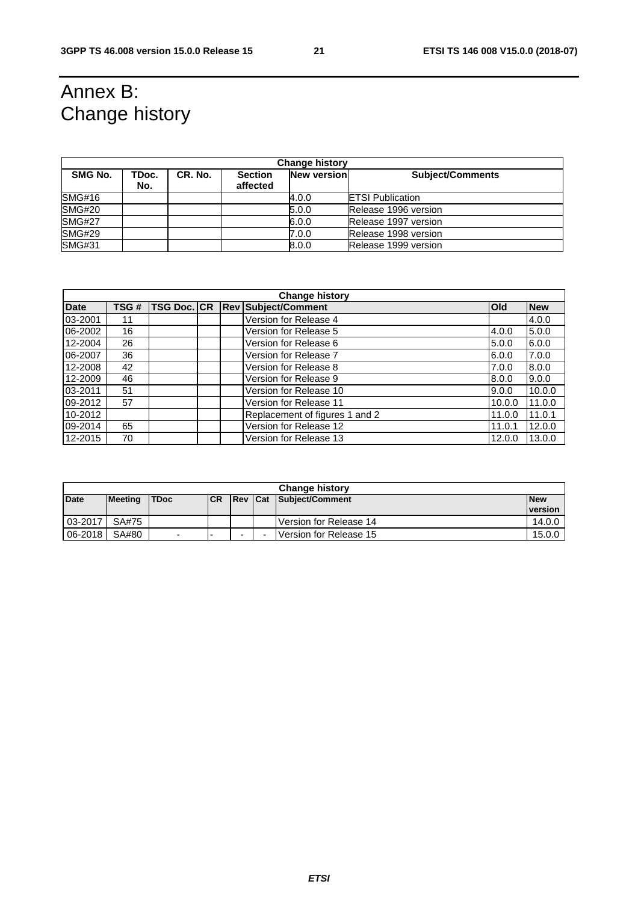# Annex B: Change history

| Change history | | | | | |
|---|---|---|---|---|---|
| **SMG No.** | **TDoc. No.** | **CR. No.** | **Section affected** | **New version** | **Subject/Comments** |
| SMG#16 | | | | 4.0.0 | ETSI Publication |
| SMG#20 | | | | 5.0.0 | Release 1996 version |
| SMG#27 | | | | 6.0.0 | Release 1997 version |
| SMG#29 | | | | 7.0.0 | Release 1998 version |
| SMG#31 | | | | 8.0.0 | Release 1999 version |

| Change history | | | | | | | |
|---|---|---|---|---|---|---|---|
| **Date** | **TSG #** | **TSG Doc.** | **CR** | **Rev** | **Subject/Comment** | **Old** | **New** |
| 03-2001 | 11 | | | | Version for Release 4 | | 4.0.0 |
| 06-2002 | 16 | | | | Version for Release 5 | 4.0.0 | 5.0.0 |
| 12-2004 | 26 | | | | Version for Release 6 | 5.0.0 | 6.0.0 |
| 06-2007 | 36 | | | | Version for Release 7 | 6.0.0 | 7.0.0 |
| 12-2008 | 42 | | | | Version for Release 8 | 7.0.0 | 8.0.0 |
| 12-2009 | 46 | | | | Version for Release 9 | 8.0.0 | 9.0.0 |
| 03-2011 | 51 | | | | Version for Release 10 | 9.0.0 | 10.0.0 |
| 09-2012 | 57 | | | | Version for Release 11 | 10.0.0 | 11.0.0 |
| 10-2012 | | | | | Replacement of figures 1 and 2 | 11.0.0 | 11.0.1 |
| 09-2014 | 65 | | | | Version for Release 12 | 11.0.1 | 12.0.0 |
| 12-2015 | 70 | | | | Version for Release 13 | 12.0.0 | 13.0.0 |

| Change history | | | | | | | |
|---|---|---|---|---|---|---|---|
| **Date** | **Meeting** | **TDoc** | **CR** | **Rev** | **Cat** | **Subject/Comment** | **New version** |
| 03-2017 | SA#75 | | | | | Version for Release 14 | 14.0.0 |
| 06-2018 | SA#80 | - | - | - | - | Version for Release 15 | 15.0.0 |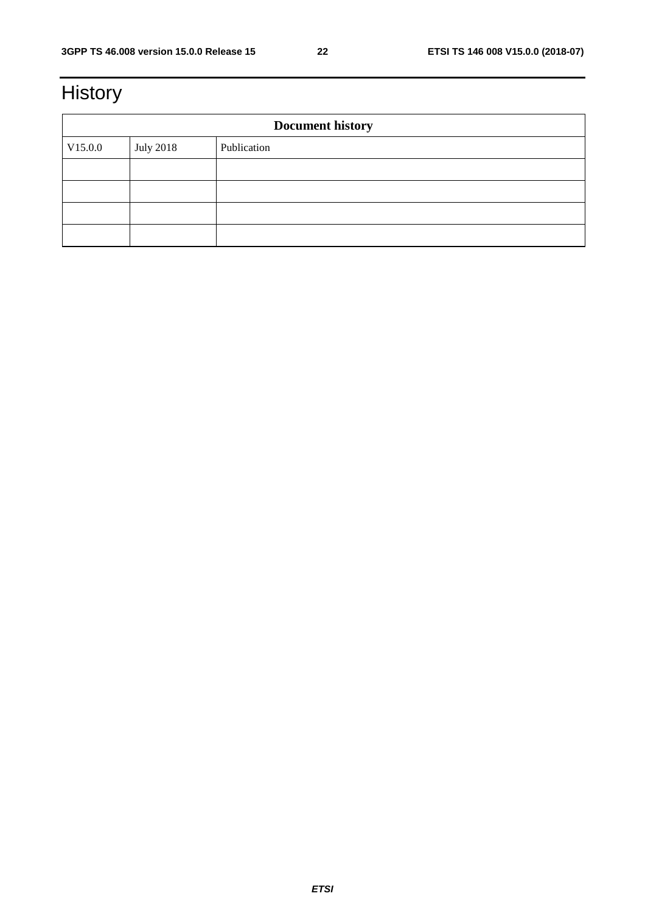# History

| Document history | | |
|---|---|---|
| V15.0.0 | July 2018 | Publication |
| | | |
| | | |
| | | |
| | | |